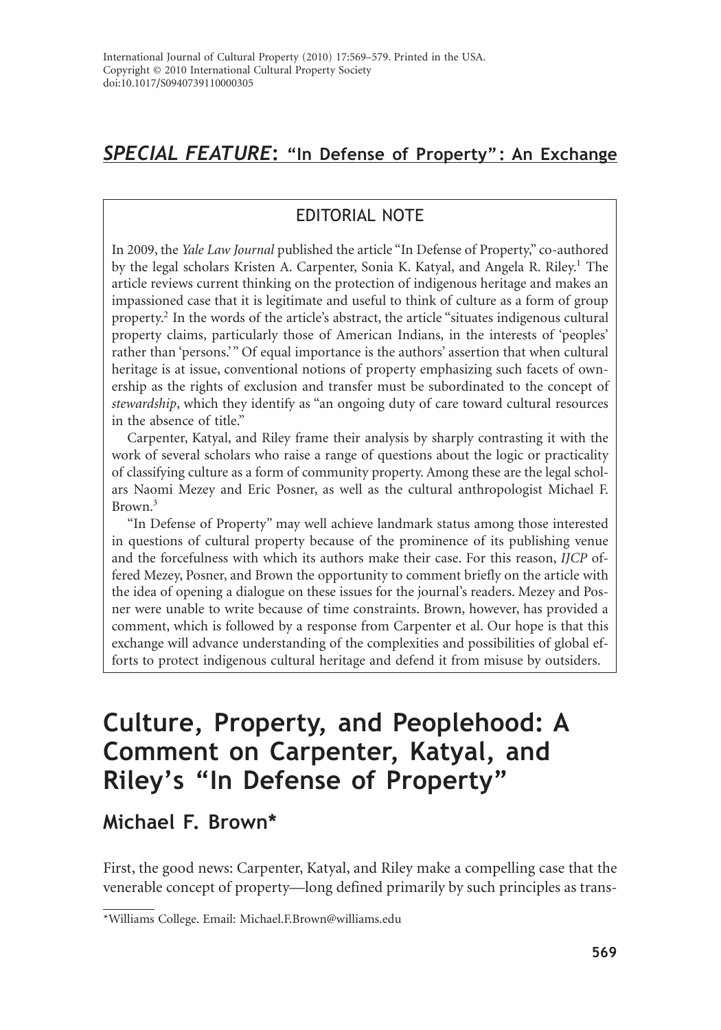International Journal of Cultural Property (2010) 17:569–579. Printed in the USA.
Copyright © 2010 International Cultural Property Society
doi:10.1017/S0940739110000305

## *SPECIAL FEATURE*: "In Defense of Property": An Exchange

### EDITORIAL NOTE

In 2009, the *Yale Law Journal* published the article "In Defense of Property," co-authored by the legal scholars Kristen A. Carpenter, Sonia K. Katyal, and Angela R. Riley.[1] The article reviews current thinking on the protection of indigenous heritage and makes an impassioned case that it is legitimate and useful to think of culture as a form of group property.[2] In the words of the article's abstract, the article "situates indigenous cultural property claims, particularly those of American Indians, in the interests of 'peoples' rather than 'persons.'" Of equal importance is the authors' assertion that when cultural heritage is at issue, conventional notions of property emphasizing such facets of ownership as the rights of exclusion and transfer must be subordinated to the concept of *stewardship*, which they identify as "an ongoing duty of care toward cultural resources in the absence of title."

Carpenter, Katyal, and Riley frame their analysis by sharply contrasting it with the work of several scholars who raise a range of questions about the logic or practicality of classifying culture as a form of community property. Among these are the legal scholars Naomi Mezey and Eric Posner, as well as the cultural anthropologist Michael F. Brown.[3]

"In Defense of Property" may well achieve landmark status among those interested in questions of cultural property because of the prominence of its publishing venue and the forcefulness with which its authors make their case. For this reason, *IJCP* offered Mezey, Posner, and Brown the opportunity to comment briefly on the article with the idea of opening a dialogue on these issues for the journal's readers. Mezey and Posner were unable to write because of time constraints. Brown, however, has provided a comment, which is followed by a response from Carpenter et al. Our hope is that this exchange will advance understanding of the complexities and possibilities of global efforts to protect indigenous cultural heritage and defend it from misuse by outsiders.

# Culture, Property, and Peoplehood: A Comment on Carpenter, Katyal, and Riley's "In Defense of Property"

## Michael F. Brown*

First, the good news: Carpenter, Katyal, and Riley make a compelling case that the venerable concept of property—long defined primarily by such principles as trans-

*Williams College. Email: Michael.F.Brown@williams.edu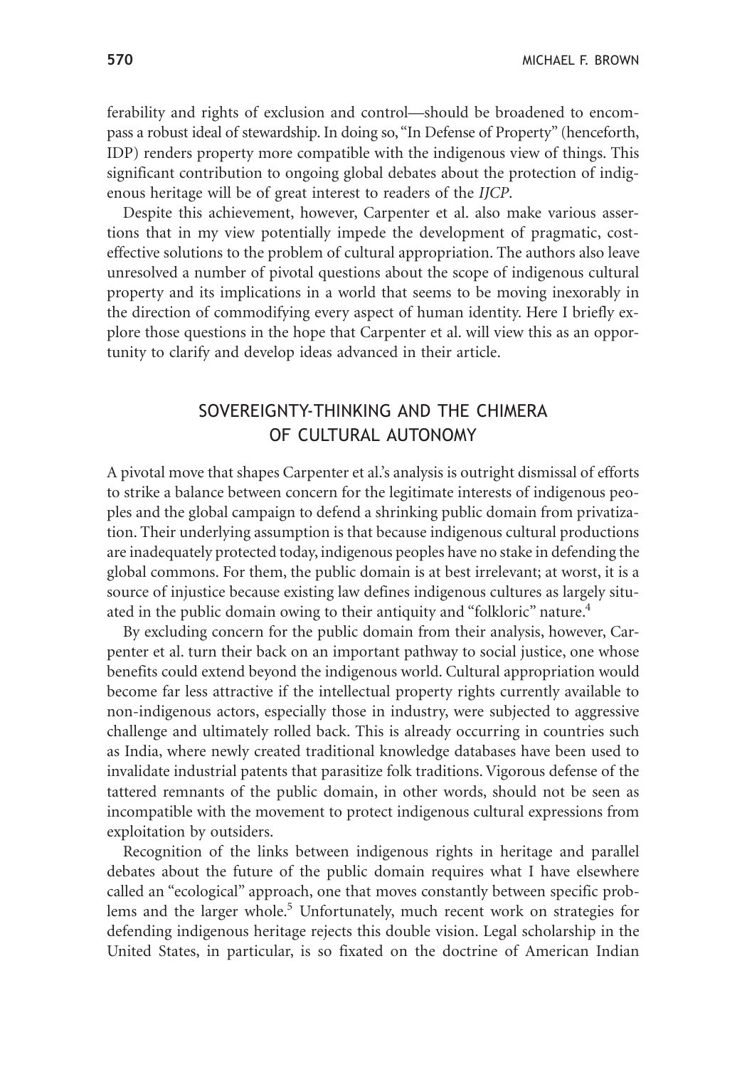ferability and rights of exclusion and control—should be broadened to encompass a robust ideal of stewardship. In doing so, "In Defense of Property" (henceforth, IDP) renders property more compatible with the indigenous view of things. This significant contribution to ongoing global debates about the protection of indigenous heritage will be of great interest to readers of the *IJCP*.

Despite this achievement, however, Carpenter et al. also make various assertions that in my view potentially impede the development of pragmatic, cost-effective solutions to the problem of cultural appropriation. The authors also leave unresolved a number of pivotal questions about the scope of indigenous cultural property and its implications in a world that seems to be moving inexorably in the direction of commodifying every aspect of human identity. Here I briefly explore those questions in the hope that Carpenter et al. will view this as an opportunity to clarify and develop ideas advanced in their article.

## SOVEREIGNTY-THINKING AND THE CHIMERA OF CULTURAL AUTONOMY

A pivotal move that shapes Carpenter et al.'s analysis is outright dismissal of efforts to strike a balance between concern for the legitimate interests of indigenous peoples and the global campaign to defend a shrinking public domain from privatization. Their underlying assumption is that because indigenous cultural productions are inadequately protected today, indigenous peoples have no stake in defending the global commons. For them, the public domain is at best irrelevant; at worst, it is a source of injustice because existing law defines indigenous cultures as largely situated in the public domain owing to their antiquity and "folkloric" nature.[4]

By excluding concern for the public domain from their analysis, however, Carpenter et al. turn their back on an important pathway to social justice, one whose benefits could extend beyond the indigenous world. Cultural appropriation would become far less attractive if the intellectual property rights currently available to non-indigenous actors, especially those in industry, were subjected to aggressive challenge and ultimately rolled back. This is already occurring in countries such as India, where newly created traditional knowledge databases have been used to invalidate industrial patents that parasitize folk traditions. Vigorous defense of the tattered remnants of the public domain, in other words, should not be seen as incompatible with the movement to protect indigenous cultural expressions from exploitation by outsiders.

Recognition of the links between indigenous rights in heritage and parallel debates about the future of the public domain requires what I have elsewhere called an "ecological" approach, one that moves constantly between specific problems and the larger whole.[5] Unfortunately, much recent work on strategies for defending indigenous heritage rejects this double vision. Legal scholarship in the United States, in particular, is so fixated on the doctrine of American Indian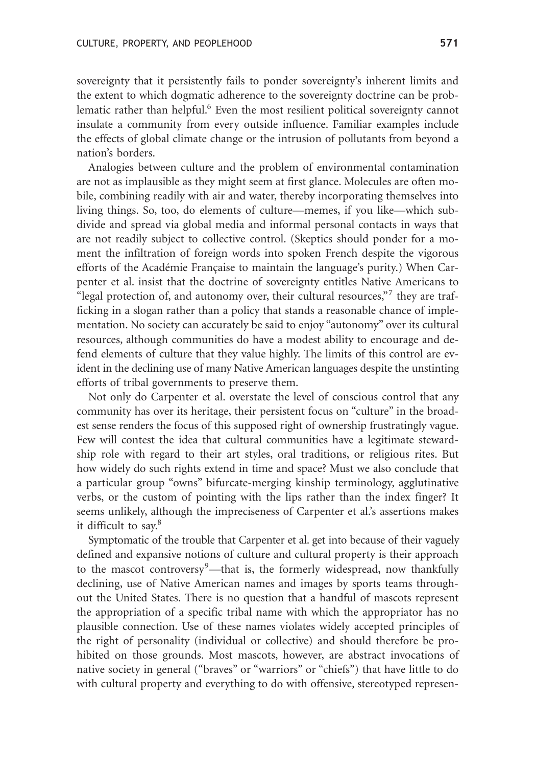sovereignty that it persistently fails to ponder sovereignty's inherent limits and the extent to which dogmatic adherence to the sovereignty doctrine can be problematic rather than helpful.[6] Even the most resilient political sovereignty cannot insulate a community from every outside influence. Familiar examples include the effects of global climate change or the intrusion of pollutants from beyond a nation's borders.

Analogies between culture and the problem of environmental contamination are not as implausible as they might seem at first glance. Molecules are often mobile, combining readily with air and water, thereby incorporating themselves into living things. So, too, do elements of culture—memes, if you like—which subdivide and spread via global media and informal personal contacts in ways that are not readily subject to collective control. (Skeptics should ponder for a moment the infiltration of foreign words into spoken French despite the vigorous efforts of the Académie Française to maintain the language's purity.) When Carpenter et al. insist that the doctrine of sovereignty entitles Native Americans to "legal protection of, and autonomy over, their cultural resources,"[7] they are trafficking in a slogan rather than a policy that stands a reasonable chance of implementation. No society can accurately be said to enjoy "autonomy" over its cultural resources, although communities do have a modest ability to encourage and defend elements of culture that they value highly. The limits of this control are evident in the declining use of many Native American languages despite the unstinting efforts of tribal governments to preserve them.

Not only do Carpenter et al. overstate the level of conscious control that any community has over its heritage, their persistent focus on "culture" in the broadest sense renders the focus of this supposed right of ownership frustratingly vague. Few will contest the idea that cultural communities have a legitimate stewardship role with regard to their art styles, oral traditions, or religious rites. But how widely do such rights extend in time and space? Must we also conclude that a particular group "owns" bifurcate-merging kinship terminology, agglutinative verbs, or the custom of pointing with the lips rather than the index finger? It seems unlikely, although the impreciseness of Carpenter et al.'s assertions makes it difficult to say.[8]

Symptomatic of the trouble that Carpenter et al. get into because of their vaguely defined and expansive notions of culture and cultural property is their approach to the mascot controversy[9]—that is, the formerly widespread, now thankfully declining, use of Native American names and images by sports teams throughout the United States. There is no question that a handful of mascots represent the appropriation of a specific tribal name with which the appropriator has no plausible connection. Use of these names violates widely accepted principles of the right of personality (individual or collective) and should therefore be prohibited on those grounds. Most mascots, however, are abstract invocations of native society in general ("braves" or "warriors" or "chiefs") that have little to do with cultural property and everything to do with offensive, stereotyped represen-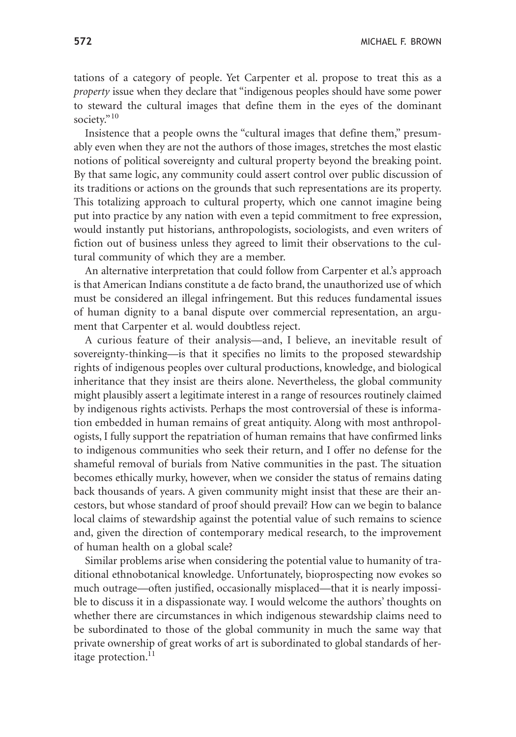tations of a category of people. Yet Carpenter et al. propose to treat this as a *property* issue when they declare that "indigenous peoples should have some power to steward the cultural images that define them in the eyes of the dominant society."[10]

Insistence that a people owns the "cultural images that define them," presumably even when they are not the authors of those images, stretches the most elastic notions of political sovereignty and cultural property beyond the breaking point. By that same logic, any community could assert control over public discussion of its traditions or actions on the grounds that such representations are its property. This totalizing approach to cultural property, which one cannot imagine being put into practice by any nation with even a tepid commitment to free expression, would instantly put historians, anthropologists, sociologists, and even writers of fiction out of business unless they agreed to limit their observations to the cultural community of which they are a member.

An alternative interpretation that could follow from Carpenter et al.'s approach is that American Indians constitute a de facto brand, the unauthorized use of which must be considered an illegal infringement. But this reduces fundamental issues of human dignity to a banal dispute over commercial representation, an argument that Carpenter et al. would doubtless reject.

A curious feature of their analysis—and, I believe, an inevitable result of sovereignty-thinking—is that it specifies no limits to the proposed stewardship rights of indigenous peoples over cultural productions, knowledge, and biological inheritance that they insist are theirs alone. Nevertheless, the global community might plausibly assert a legitimate interest in a range of resources routinely claimed by indigenous rights activists. Perhaps the most controversial of these is information embedded in human remains of great antiquity. Along with most anthropologists, I fully support the repatriation of human remains that have confirmed links to indigenous communities who seek their return, and I offer no defense for the shameful removal of burials from Native communities in the past. The situation becomes ethically murky, however, when we consider the status of remains dating back thousands of years. A given community might insist that these are their ancestors, but whose standard of proof should prevail? How can we begin to balance local claims of stewardship against the potential value of such remains to science and, given the direction of contemporary medical research, to the improvement of human health on a global scale?

Similar problems arise when considering the potential value to humanity of traditional ethnobotanical knowledge. Unfortunately, bioprospecting now evokes so much outrage—often justified, occasionally misplaced—that it is nearly impossible to discuss it in a dispassionate way. I would welcome the authors' thoughts on whether there are circumstances in which indigenous stewardship claims need to be subordinated to those of the global community in much the same way that private ownership of great works of art is subordinated to global standards of heritage protection.[11]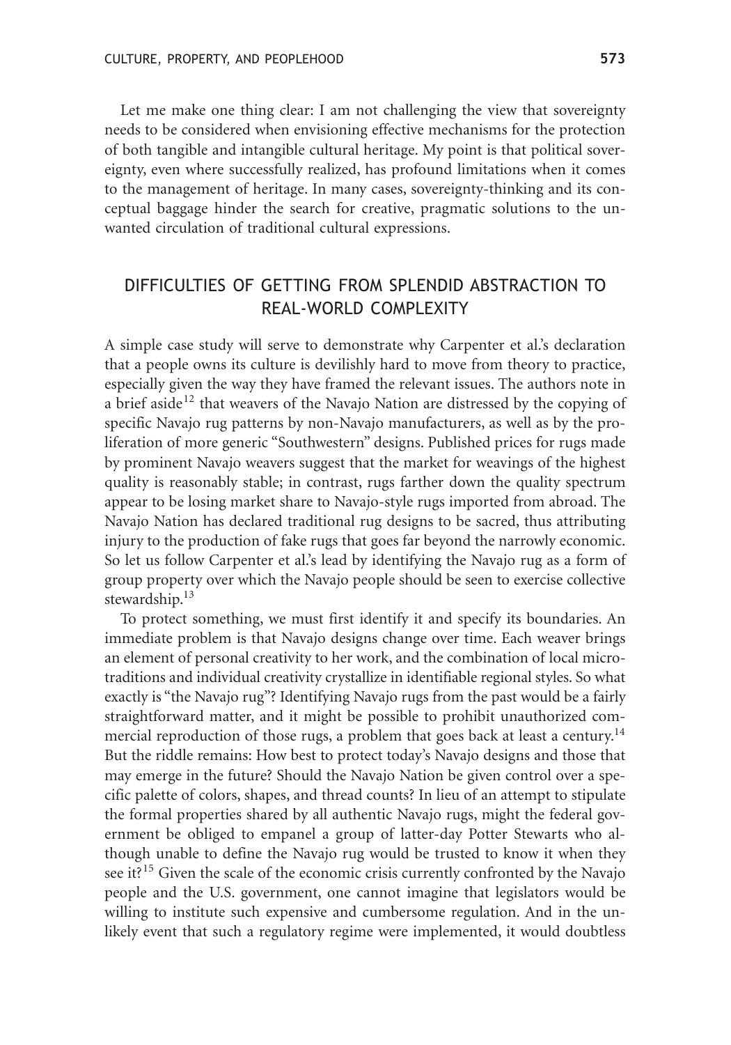Let me make one thing clear: I am not challenging the view that sovereignty needs to be considered when envisioning effective mechanisms for the protection of both tangible and intangible cultural heritage. My point is that political sovereignty, even where successfully realized, has profound limitations when it comes to the management of heritage. In many cases, sovereignty-thinking and its conceptual baggage hinder the search for creative, pragmatic solutions to the unwanted circulation of traditional cultural expressions.

## DIFFICULTIES OF GETTING FROM SPLENDID ABSTRACTION TO REAL-WORLD COMPLEXITY

A simple case study will serve to demonstrate why Carpenter et al.'s declaration that a people owns its culture is devilishly hard to move from theory to practice, especially given the way they have framed the relevant issues. The authors note in a brief aside[12] that weavers of the Navajo Nation are distressed by the copying of specific Navajo rug patterns by non-Navajo manufacturers, as well as by the proliferation of more generic "Southwestern" designs. Published prices for rugs made by prominent Navajo weavers suggest that the market for weavings of the highest quality is reasonably stable; in contrast, rugs farther down the quality spectrum appear to be losing market share to Navajo-style rugs imported from abroad. The Navajo Nation has declared traditional rug designs to be sacred, thus attributing injury to the production of fake rugs that goes far beyond the narrowly economic. So let us follow Carpenter et al.'s lead by identifying the Navajo rug as a form of group property over which the Navajo people should be seen to exercise collective stewardship.[13]

To protect something, we must first identify it and specify its boundaries. An immediate problem is that Navajo designs change over time. Each weaver brings an element of personal creativity to her work, and the combination of local micro-traditions and individual creativity crystallize in identifiable regional styles. So what exactly is "the Navajo rug"? Identifying Navajo rugs from the past would be a fairly straightforward matter, and it might be possible to prohibit unauthorized commercial reproduction of those rugs, a problem that goes back at least a century.[14] But the riddle remains: How best to protect today's Navajo designs and those that may emerge in the future? Should the Navajo Nation be given control over a specific palette of colors, shapes, and thread counts? In lieu of an attempt to stipulate the formal properties shared by all authentic Navajo rugs, might the federal government be obliged to empanel a group of latter-day Potter Stewarts who although unable to define the Navajo rug would be trusted to know it when they see it?[15] Given the scale of the economic crisis currently confronted by the Navajo people and the U.S. government, one cannot imagine that legislators would be willing to institute such expensive and cumbersome regulation. And in the unlikely event that such a regulatory regime were implemented, it would doubtless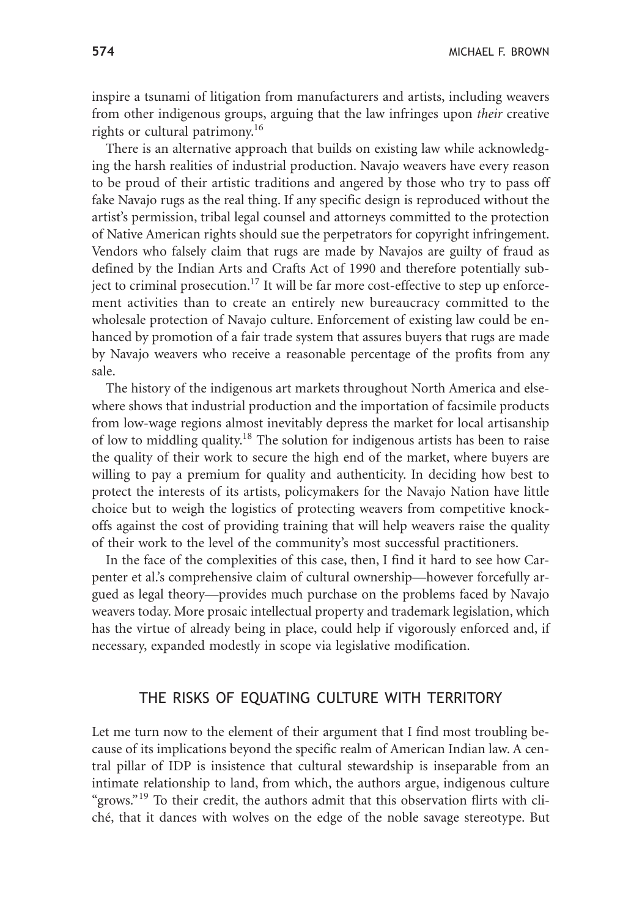inspire a tsunami of litigation from manufacturers and artists, including weavers from other indigenous groups, arguing that the law infringes upon *their* creative rights or cultural patrimony.[16]

There is an alternative approach that builds on existing law while acknowledging the harsh realities of industrial production. Navajo weavers have every reason to be proud of their artistic traditions and angered by those who try to pass off fake Navajo rugs as the real thing. If any specific design is reproduced without the artist's permission, tribal legal counsel and attorneys committed to the protection of Native American rights should sue the perpetrators for copyright infringement. Vendors who falsely claim that rugs are made by Navajos are guilty of fraud as defined by the Indian Arts and Crafts Act of 1990 and therefore potentially subject to criminal prosecution.[17] It will be far more cost-effective to step up enforcement activities than to create an entirely new bureaucracy committed to the wholesale protection of Navajo culture. Enforcement of existing law could be enhanced by promotion of a fair trade system that assures buyers that rugs are made by Navajo weavers who receive a reasonable percentage of the profits from any sale.

The history of the indigenous art markets throughout North America and elsewhere shows that industrial production and the importation of facsimile products from low-wage regions almost inevitably depress the market for local artisanship of low to middling quality.[18] The solution for indigenous artists has been to raise the quality of their work to secure the high end of the market, where buyers are willing to pay a premium for quality and authenticity. In deciding how best to protect the interests of its artists, policymakers for the Navajo Nation have little choice but to weigh the logistics of protecting weavers from competitive knock-offs against the cost of providing training that will help weavers raise the quality of their work to the level of the community's most successful practitioners.

In the face of the complexities of this case, then, I find it hard to see how Carpenter et al.'s comprehensive claim of cultural ownership—however forcefully argued as legal theory—provides much purchase on the problems faced by Navajo weavers today. More prosaic intellectual property and trademark legislation, which has the virtue of already being in place, could help if vigorously enforced and, if necessary, expanded modestly in scope via legislative modification.

## THE RISKS OF EQUATING CULTURE WITH TERRITORY

Let me turn now to the element of their argument that I find most troubling because of its implications beyond the specific realm of American Indian law. A central pillar of IDP is insistence that cultural stewardship is inseparable from an intimate relationship to land, from which, the authors argue, indigenous culture "grows."[19] To their credit, the authors admit that this observation flirts with cliché, that it dances with wolves on the edge of the noble savage stereotype. But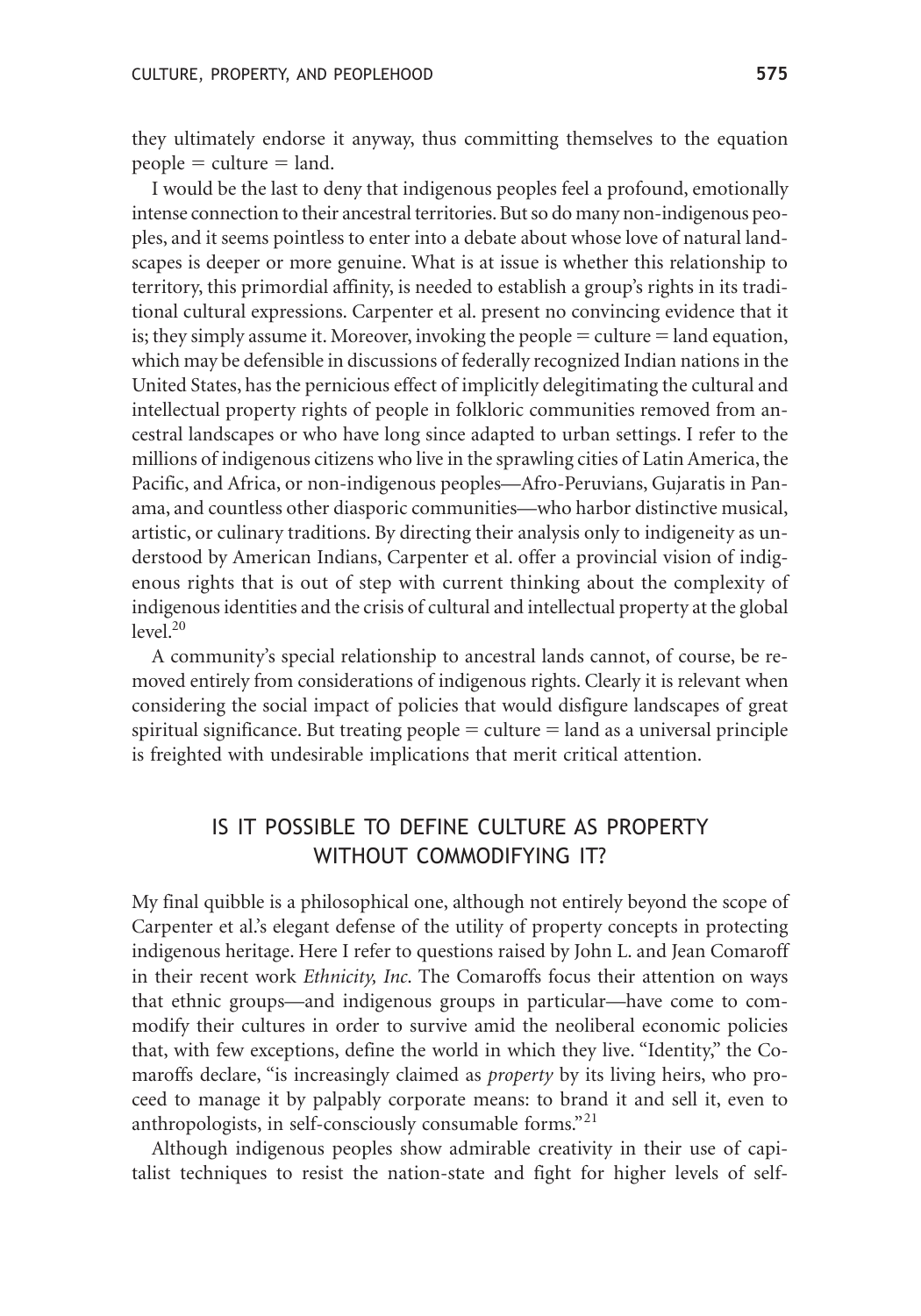they ultimately endorse it anyway, thus committing themselves to the equation people = culture = land.

I would be the last to deny that indigenous peoples feel a profound, emotionally intense connection to their ancestral territories. But so do many non-indigenous peoples, and it seems pointless to enter into a debate about whose love of natural landscapes is deeper or more genuine. What is at issue is whether this relationship to territory, this primordial affinity, is needed to establish a group's rights in its traditional cultural expressions. Carpenter et al. present no convincing evidence that it is; they simply assume it. Moreover, invoking the people = culture = land equation, which may be defensible in discussions of federally recognized Indian nations in the United States, has the pernicious effect of implicitly delegitimating the cultural and intellectual property rights of people in folkloric communities removed from ancestral landscapes or who have long since adapted to urban settings. I refer to the millions of indigenous citizens who live in the sprawling cities of Latin America, the Pacific, and Africa, or non-indigenous peoples—Afro-Peruvians, Gujaratis in Panama, and countless other diasporic communities—who harbor distinctive musical, artistic, or culinary traditions. By directing their analysis only to indigeneity as understood by American Indians, Carpenter et al. offer a provincial vision of indigenous rights that is out of step with current thinking about the complexity of indigenous identities and the crisis of cultural and intellectual property at the global level.[20]

A community's special relationship to ancestral lands cannot, of course, be removed entirely from considerations of indigenous rights. Clearly it is relevant when considering the social impact of policies that would disfigure landscapes of great spiritual significance. But treating people = culture = land as a universal principle is freighted with undesirable implications that merit critical attention.

## IS IT POSSIBLE TO DEFINE CULTURE AS PROPERTY WITHOUT COMMODIFYING IT?

My final quibble is a philosophical one, although not entirely beyond the scope of Carpenter et al.'s elegant defense of the utility of property concepts in protecting indigenous heritage. Here I refer to questions raised by John L. and Jean Comaroff in their recent work *Ethnicity, Inc.* The Comaroffs focus their attention on ways that ethnic groups—and indigenous groups in particular—have come to commodify their cultures in order to survive amid the neoliberal economic policies that, with few exceptions, define the world in which they live. "Identity," the Comaroffs declare, "is increasingly claimed as *property* by its living heirs, who proceed to manage it by palpably corporate means: to brand it and sell it, even to anthropologists, in self-consciously consumable forms."[21]

Although indigenous peoples show admirable creativity in their use of capitalist techniques to resist the nation-state and fight for higher levels of self-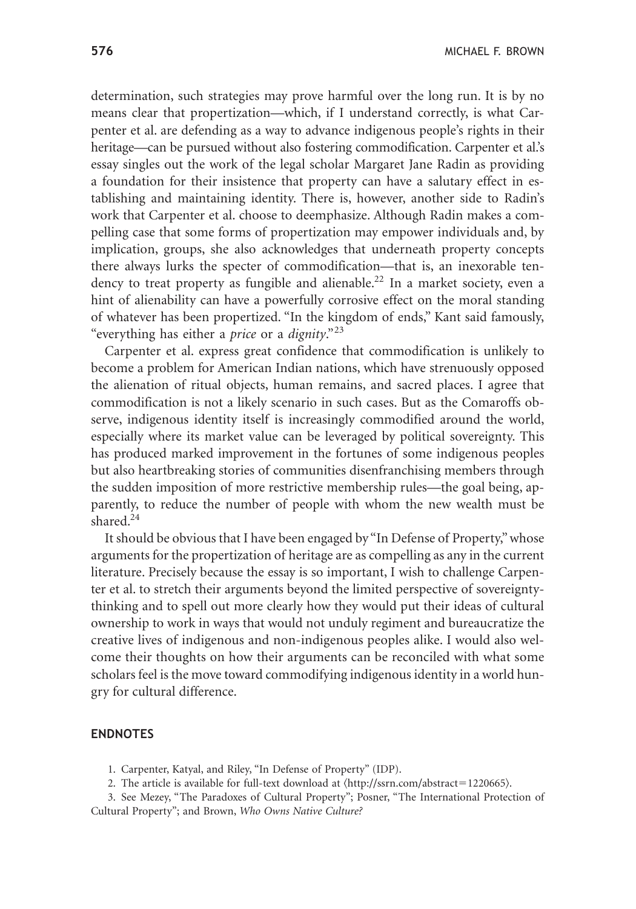determination, such strategies may prove harmful over the long run. It is by no means clear that propertization—which, if I understand correctly, is what Carpenter et al. are defending as a way to advance indigenous people's rights in their heritage—can be pursued without also fostering commodification. Carpenter et al.'s essay singles out the work of the legal scholar Margaret Jane Radin as providing a foundation for their insistence that property can have a salutary effect in establishing and maintaining identity. There is, however, another side to Radin's work that Carpenter et al. choose to deemphasize. Although Radin makes a compelling case that some forms of propertization may empower individuals and, by implication, groups, she also acknowledges that underneath property concepts there always lurks the specter of commodification—that is, an inexorable tendency to treat property as fungible and alienable.[22] In a market society, even a hint of alienability can have a powerfully corrosive effect on the moral standing of whatever has been propertized. "In the kingdom of ends," Kant said famously, "everything has either a *price* or a *dignity*."[23]

Carpenter et al. express great confidence that commodification is unlikely to become a problem for American Indian nations, which have strenuously opposed the alienation of ritual objects, human remains, and sacred places. I agree that commodification is not a likely scenario in such cases. But as the Comaroffs observe, indigenous identity itself is increasingly commodified around the world, especially where its market value can be leveraged by political sovereignty. This has produced marked improvement in the fortunes of some indigenous peoples but also heartbreaking stories of communities disenfranchising members through the sudden imposition of more restrictive membership rules—the goal being, apparently, to reduce the number of people with whom the new wealth must be shared.[24]

It should be obvious that I have been engaged by "In Defense of Property," whose arguments for the propertization of heritage are as compelling as any in the current literature. Precisely because the essay is so important, I wish to challenge Carpenter et al. to stretch their arguments beyond the limited perspective of sovereignty-thinking and to spell out more clearly how they would put their ideas of cultural ownership to work in ways that would not unduly regiment and bureaucratize the creative lives of indigenous and non-indigenous peoples alike. I would also welcome their thoughts on how their arguments can be reconciled with what some scholars feel is the move toward commodifying indigenous identity in a world hungry for cultural difference.

## ENDNOTES

1. Carpenter, Katyal, and Riley, "In Defense of Property" (IDP).
2. The article is available for full-text download at ⟨http://ssrn.com/abstract=1220665⟩.
3. See Mezey, "The Paradoxes of Cultural Property"; Posner, "The International Protection of Cultural Property"; and Brown, *Who Owns Native Culture?*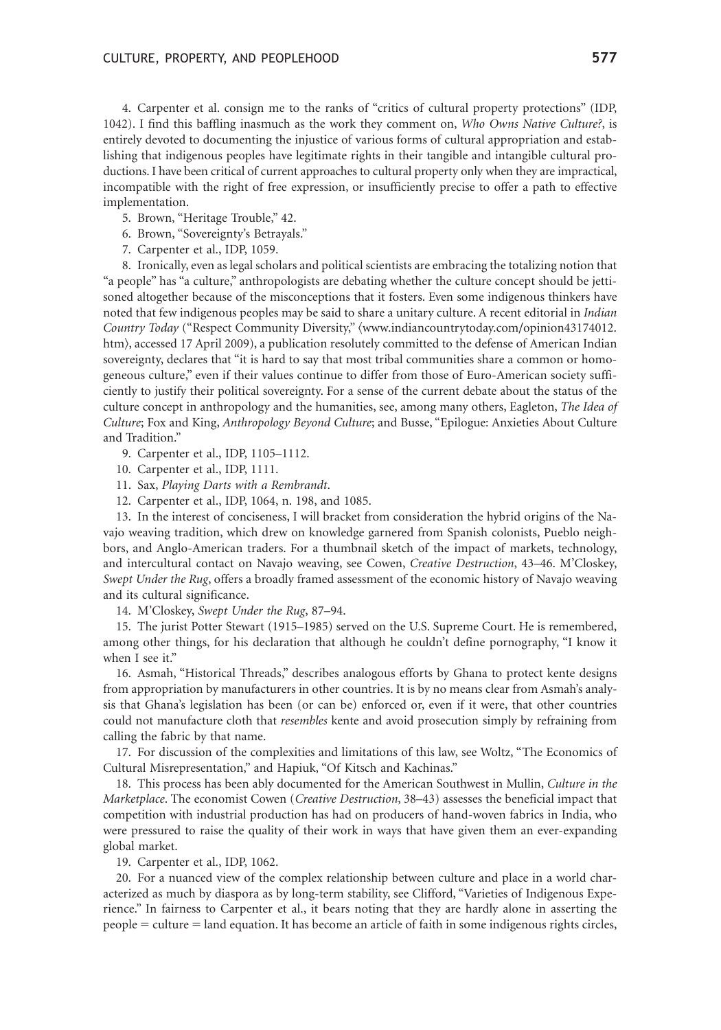4. Carpenter et al. consign me to the ranks of "critics of cultural property protections" (IDP, 1042). I find this baffling inasmuch as the work they comment on, *Who Owns Native Culture?*, is entirely devoted to documenting the injustice of various forms of cultural appropriation and establishing that indigenous peoples have legitimate rights in their tangible and intangible cultural productions. I have been critical of current approaches to cultural property only when they are impractical, incompatible with the right of free expression, or insufficiently precise to offer a path to effective implementation.

5. Brown, "Heritage Trouble," 42.

6. Brown, "Sovereignty's Betrayals."

7. Carpenter et al., IDP, 1059.

8. Ironically, even as legal scholars and political scientists are embracing the totalizing notion that "a people" has "a culture," anthropologists are debating whether the culture concept should be jettisoned altogether because of the misconceptions that it fosters. Even some indigenous thinkers have noted that few indigenous peoples may be said to share a unitary culture. A recent editorial in *Indian Country Today* ("Respect Community Diversity," ⟨www.indiancountrytoday.com/opinion43174012.htm⟩, accessed 17 April 2009), a publication resolutely committed to the defense of American Indian sovereignty, declares that "it is hard to say that most tribal communities share a common or homogeneous culture," even if their values continue to differ from those of Euro-American society sufficiently to justify their political sovereignty. For a sense of the current debate about the status of the culture concept in anthropology and the humanities, see, among many others, Eagleton, *The Idea of Culture*; Fox and King, *Anthropology Beyond Culture*; and Busse, "Epilogue: Anxieties About Culture and Tradition."

9. Carpenter et al., IDP, 1105–1112.

10. Carpenter et al., IDP, 1111.

11. Sax, *Playing Darts with a Rembrandt*.

12. Carpenter et al., IDP, 1064, n. 198, and 1085.

13. In the interest of conciseness, I will bracket from consideration the hybrid origins of the Navajo weaving tradition, which drew on knowledge garnered from Spanish colonists, Pueblo neighbors, and Anglo-American traders. For a thumbnail sketch of the impact of markets, technology, and intercultural contact on Navajo weaving, see Cowen, *Creative Destruction*, 43–46. M'Closkey, *Swept Under the Rug*, offers a broadly framed assessment of the economic history of Navajo weaving and its cultural significance.

14. M'Closkey, *Swept Under the Rug*, 87–94.

15. The jurist Potter Stewart (1915–1985) served on the U.S. Supreme Court. He is remembered, among other things, for his declaration that although he couldn't define pornography, "I know it when I see it."

16. Asmah, "Historical Threads," describes analogous efforts by Ghana to protect kente designs from appropriation by manufacturers in other countries. It is by no means clear from Asmah's analysis that Ghana's legislation has been (or can be) enforced or, even if it were, that other countries could not manufacture cloth that *resembles* kente and avoid prosecution simply by refraining from calling the fabric by that name.

17. For discussion of the complexities and limitations of this law, see Woltz, "The Economics of Cultural Misrepresentation," and Hapiuk, "Of Kitsch and Kachinas."

18. This process has been ably documented for the American Southwest in Mullin, *Culture in the Marketplace*. The economist Cowen (*Creative Destruction*, 38–43) assesses the beneficial impact that competition with industrial production has had on producers of hand-woven fabrics in India, who were pressured to raise the quality of their work in ways that have given them an ever-expanding global market.

19. Carpenter et al., IDP, 1062.

20. For a nuanced view of the complex relationship between culture and place in a world characterized as much by diaspora as by long-term stability, see Clifford, "Varieties of Indigenous Experience." In fairness to Carpenter et al., it bears noting that they are hardly alone in asserting the people = culture = land equation. It has become an article of faith in some indigenous rights circles,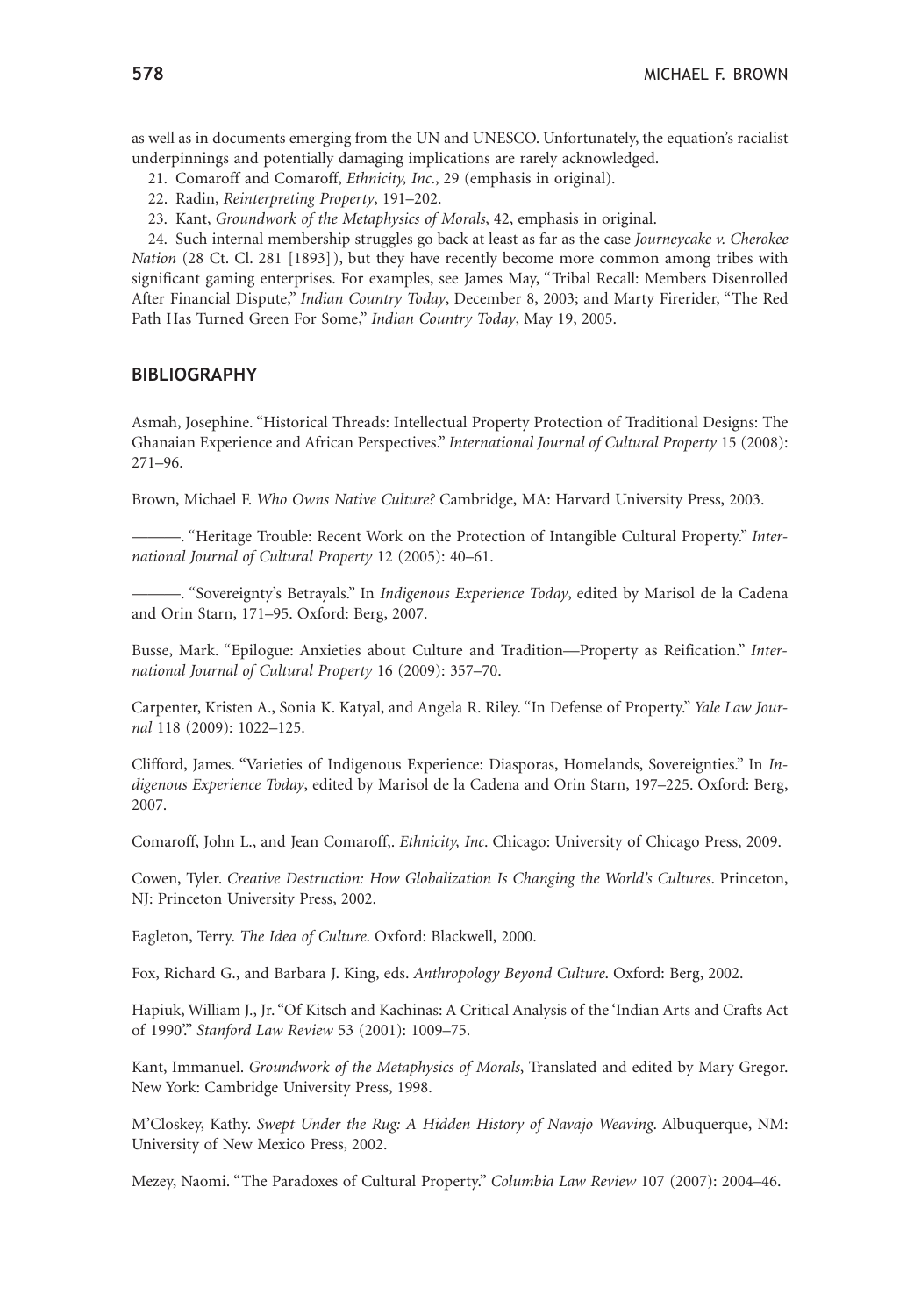as well as in documents emerging from the UN and UNESCO. Unfortunately, the equation's racialist underpinnings and potentially damaging implications are rarely acknowledged.

21. Comaroff and Comaroff, *Ethnicity, Inc*., 29 (emphasis in original).

22. Radin, *Reinterpreting Property*, 191–202.

23. Kant, *Groundwork of the Metaphysics of Morals*, 42, emphasis in original.

24. Such internal membership struggles go back at least as far as the case *Journeycake v. Cherokee Nation* (28 Ct. Cl. 281 [1893]), but they have recently become more common among tribes with significant gaming enterprises. For examples, see James May, "Tribal Recall: Members Disenrolled After Financial Dispute," *Indian Country Today*, December 8, 2003; and Marty Firerider, "The Red Path Has Turned Green For Some," *Indian Country Today*, May 19, 2005.

## BIBLIOGRAPHY

Asmah, Josephine. "Historical Threads: Intellectual Property Protection of Traditional Designs: The Ghanaian Experience and African Perspectives." *International Journal of Cultural Property* 15 (2008): 271–96.

Brown, Michael F. *Who Owns Native Culture?* Cambridge, MA: Harvard University Press, 2003.

———. "Heritage Trouble: Recent Work on the Protection of Intangible Cultural Property." *International Journal of Cultural Property* 12 (2005): 40–61.

———. "Sovereignty's Betrayals." In *Indigenous Experience Today*, edited by Marisol de la Cadena and Orin Starn, 171–95. Oxford: Berg, 2007.

Busse, Mark. "Epilogue: Anxieties about Culture and Tradition—Property as Reification." *International Journal of Cultural Property* 16 (2009): 357–70.

Carpenter, Kristen A., Sonia K. Katyal, and Angela R. Riley. "In Defense of Property." *Yale Law Journal* 118 (2009): 1022–125.

Clifford, James. "Varieties of Indigenous Experience: Diasporas, Homelands, Sovereignties." In *Indigenous Experience Today*, edited by Marisol de la Cadena and Orin Starn, 197–225. Oxford: Berg, 2007.

Comaroff, John L., and Jean Comaroff,. *Ethnicity, Inc*. Chicago: University of Chicago Press, 2009.

Cowen, Tyler. *Creative Destruction: How Globalization Is Changing the World's Cultures*. Princeton, NJ: Princeton University Press, 2002.

Eagleton, Terry. *The Idea of Culture*. Oxford: Blackwell, 2000.

Fox, Richard G., and Barbara J. King, eds. *Anthropology Beyond Culture*. Oxford: Berg, 2002.

Hapiuk, William J., Jr. "Of Kitsch and Kachinas: A Critical Analysis of the 'Indian Arts and Crafts Act of 1990'." *Stanford Law Review* 53 (2001): 1009–75.

Kant, Immanuel. *Groundwork of the Metaphysics of Morals*, Translated and edited by Mary Gregor. New York: Cambridge University Press, 1998.

M'Closkey, Kathy. *Swept Under the Rug: A Hidden History of Navajo Weaving*. Albuquerque, NM: University of New Mexico Press, 2002.

Mezey, Naomi. "The Paradoxes of Cultural Property." *Columbia Law Review* 107 (2007): 2004–46.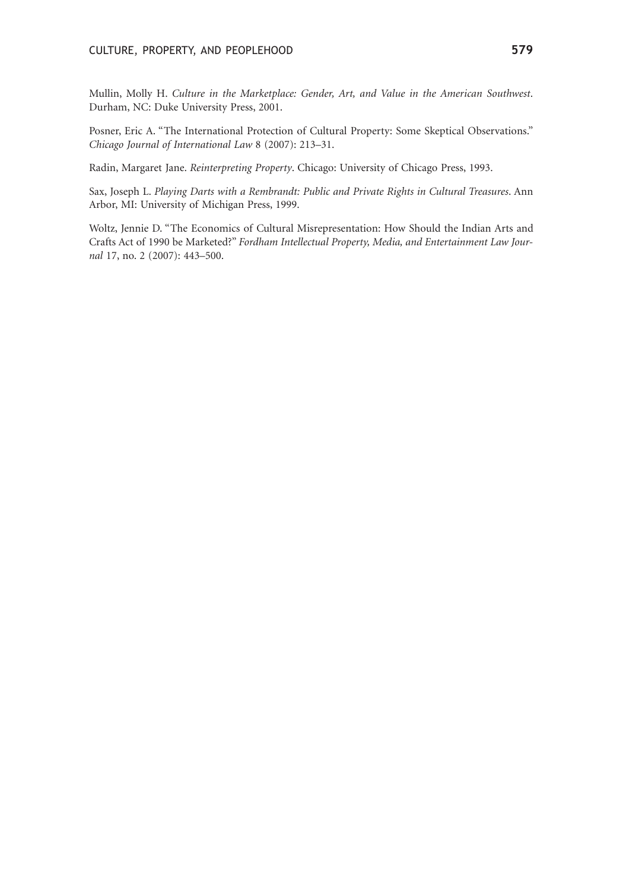Mullin, Molly H. *Culture in the Marketplace: Gender, Art, and Value in the American Southwest*. Durham, NC: Duke University Press, 2001.

Posner, Eric A. "The International Protection of Cultural Property: Some Skeptical Observations." *Chicago Journal of International Law* 8 (2007): 213–31.

Radin, Margaret Jane. *Reinterpreting Property*. Chicago: University of Chicago Press, 1993.

Sax, Joseph L. *Playing Darts with a Rembrandt: Public and Private Rights in Cultural Treasures*. Ann Arbor, MI: University of Michigan Press, 1999.

Woltz, Jennie D. "The Economics of Cultural Misrepresentation: How Should the Indian Arts and Crafts Act of 1990 be Marketed?" *Fordham Intellectual Property, Media, and Entertainment Law Journal* 17, no. 2 (2007): 443–500.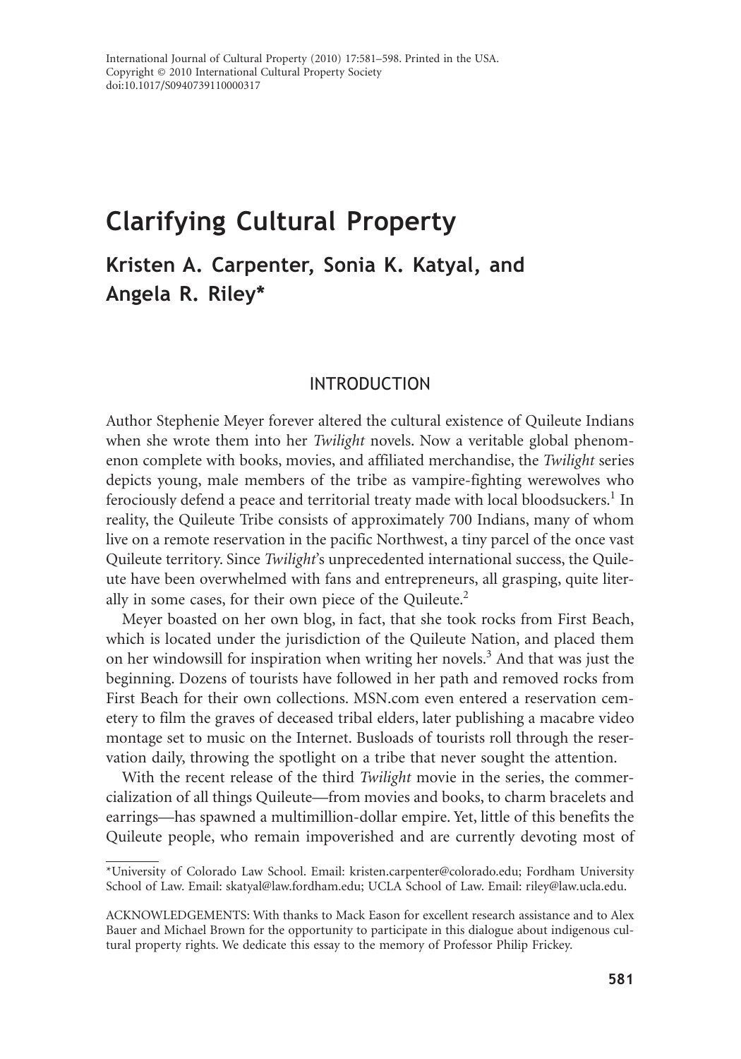# Clarifying Cultural Property

## Kristen A. Carpenter, Sonia K. Katyal, and Angela R. Riley*

### INTRODUCTION

Author Stephenie Meyer forever altered the cultural existence of Quileute Indians when she wrote them into her *Twilight* novels. Now a veritable global phenomenon complete with books, movies, and affiliated merchandise, the *Twilight* series depicts young, male members of the tribe as vampire-fighting werewolves who ferociously defend a peace and territorial treaty made with local bloodsuckers.[1] In reality, the Quileute Tribe consists of approximately 700 Indians, many of whom live on a remote reservation in the pacific Northwest, a tiny parcel of the once vast Quileute territory. Since *Twilight*'s unprecedented international success, the Quileute have been overwhelmed with fans and entrepreneurs, all grasping, quite literally in some cases, for their own piece of the Quileute.[2]

Meyer boasted on her own blog, in fact, that she took rocks from First Beach, which is located under the jurisdiction of the Quileute Nation, and placed them on her windowsill for inspiration when writing her novels.[3] And that was just the beginning. Dozens of tourists have followed in her path and removed rocks from First Beach for their own collections. MSN.com even entered a reservation cemetery to film the graves of deceased tribal elders, later publishing a macabre video montage set to music on the Internet. Busloads of tourists roll through the reservation daily, throwing the spotlight on a tribe that never sought the attention.

With the recent release of the third *Twilight* movie in the series, the commercialization of all things Quileute—from movies and books, to charm bracelets and earrings—has spawned a multimillion-dollar empire. Yet, little of this benefits the Quileute people, who remain impoverished and are currently devoting most of

---

*University of Colorado Law School. Email: kristen.carpenter@colorado.edu; Fordham University School of Law. Email: skatyal@law.fordham.edu; UCLA School of Law. Email: riley@law.ucla.edu.

ACKNOWLEDGEMENTS: With thanks to Mack Eason for excellent research assistance and to Alex Bauer and Michael Brown for the opportunity to participate in this dialogue about indigenous cultural property rights. We dedicate this essay to the memory of Professor Philip Frickey.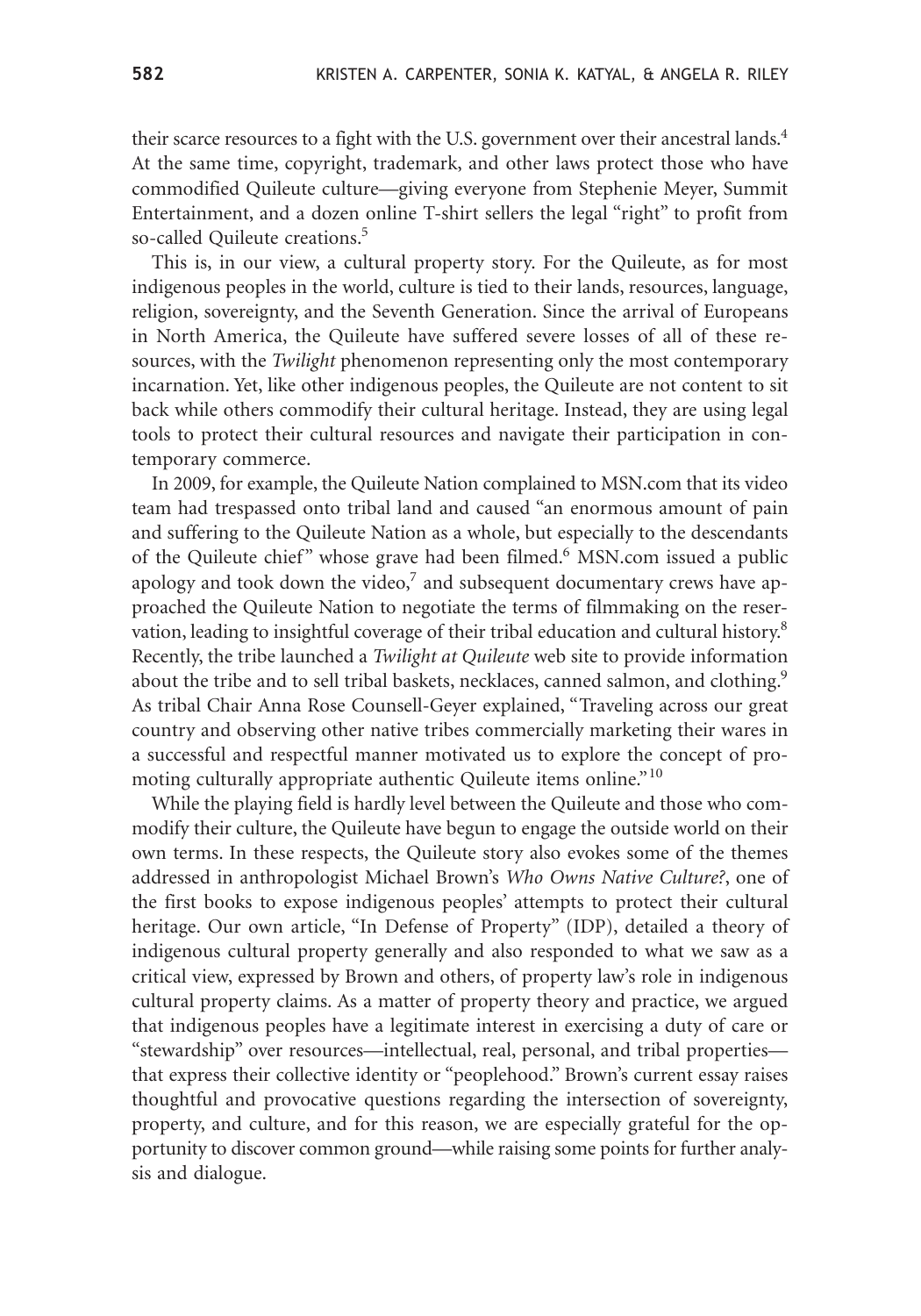their scarce resources to a fight with the U.S. government over their ancestral lands.[4] At the same time, copyright, trademark, and other laws protect those who have commodified Quileute culture—giving everyone from Stephenie Meyer, Summit Entertainment, and a dozen online T-shirt sellers the legal "right" to profit from so-called Quileute creations.[5]

This is, in our view, a cultural property story. For the Quileute, as for most indigenous peoples in the world, culture is tied to their lands, resources, language, religion, sovereignty, and the Seventh Generation. Since the arrival of Europeans in North America, the Quileute have suffered severe losses of all of these resources, with the *Twilight* phenomenon representing only the most contemporary incarnation. Yet, like other indigenous peoples, the Quileute are not content to sit back while others commodify their cultural heritage. Instead, they are using legal tools to protect their cultural resources and navigate their participation in contemporary commerce.

In 2009, for example, the Quileute Nation complained to MSN.com that its video team had trespassed onto tribal land and caused "an enormous amount of pain and suffering to the Quileute Nation as a whole, but especially to the descendants of the Quileute chief" whose grave had been filmed.[6] MSN.com issued a public apology and took down the video,[7] and subsequent documentary crews have approached the Quileute Nation to negotiate the terms of filmmaking on the reservation, leading to insightful coverage of their tribal education and cultural history.[8] Recently, the tribe launched a *Twilight at Quileute* web site to provide information about the tribe and to sell tribal baskets, necklaces, canned salmon, and clothing.[9] As tribal Chair Anna Rose Counsell-Geyer explained, "Traveling across our great country and observing other native tribes commercially marketing their wares in a successful and respectful manner motivated us to explore the concept of promoting culturally appropriate authentic Quileute items online."[10]

While the playing field is hardly level between the Quileute and those who commodify their culture, the Quileute have begun to engage the outside world on their own terms. In these respects, the Quileute story also evokes some of the themes addressed in anthropologist Michael Brown's *Who Owns Native Culture?*, one of the first books to expose indigenous peoples' attempts to protect their cultural heritage. Our own article, "In Defense of Property" (IDP), detailed a theory of indigenous cultural property generally and also responded to what we saw as a critical view, expressed by Brown and others, of property law's role in indigenous cultural property claims. As a matter of property theory and practice, we argued that indigenous peoples have a legitimate interest in exercising a duty of care or "stewardship" over resources—intellectual, real, personal, and tribal properties—that express their collective identity or "peoplehood." Brown's current essay raises thoughtful and provocative questions regarding the intersection of sovereignty, property, and culture, and for this reason, we are especially grateful for the opportunity to discover common ground—while raising some points for further analysis and dialogue.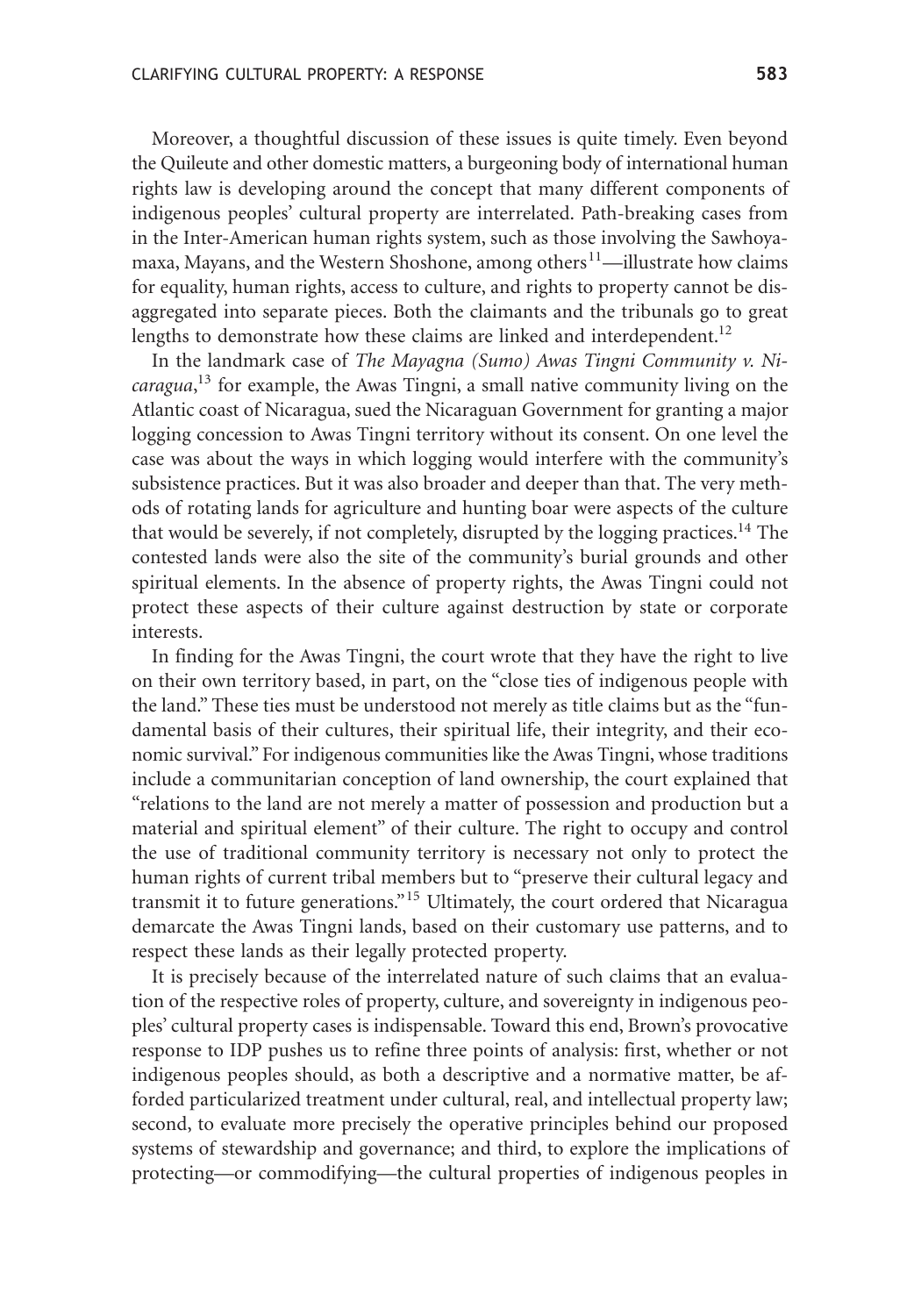Moreover, a thoughtful discussion of these issues is quite timely. Even beyond the Quileute and other domestic matters, a burgeoning body of international human rights law is developing around the concept that many different components of indigenous peoples' cultural property are interrelated. Path-breaking cases from in the Inter-American human rights system, such as those involving the Sawhoyamaxa, Mayans, and the Western Shoshone, among others[11]—illustrate how claims for equality, human rights, access to culture, and rights to property cannot be disaggregated into separate pieces. Both the claimants and the tribunals go to great lengths to demonstrate how these claims are linked and interdependent.[12]

In the landmark case of *The Mayagna (Sumo) Awas Tingni Community v. Nicaragua*,[13] for example, the Awas Tingni, a small native community living on the Atlantic coast of Nicaragua, sued the Nicaraguan Government for granting a major logging concession to Awas Tingni territory without its consent. On one level the case was about the ways in which logging would interfere with the community's subsistence practices. But it was also broader and deeper than that. The very methods of rotating lands for agriculture and hunting boar were aspects of the culture that would be severely, if not completely, disrupted by the logging practices.[14] The contested lands were also the site of the community's burial grounds and other spiritual elements. In the absence of property rights, the Awas Tingni could not protect these aspects of their culture against destruction by state or corporate interests.

In finding for the Awas Tingni, the court wrote that they have the right to live on their own territory based, in part, on the "close ties of indigenous people with the land." These ties must be understood not merely as title claims but as the "fundamental basis of their cultures, their spiritual life, their integrity, and their economic survival." For indigenous communities like the Awas Tingni, whose traditions include a communitarian conception of land ownership, the court explained that "relations to the land are not merely a matter of possession and production but a material and spiritual element" of their culture. The right to occupy and control the use of traditional community territory is necessary not only to protect the human rights of current tribal members but to "preserve their cultural legacy and transmit it to future generations."[15] Ultimately, the court ordered that Nicaragua demarcate the Awas Tingni lands, based on their customary use patterns, and to respect these lands as their legally protected property.

It is precisely because of the interrelated nature of such claims that an evaluation of the respective roles of property, culture, and sovereignty in indigenous peoples' cultural property cases is indispensable. Toward this end, Brown's provocative response to IDP pushes us to refine three points of analysis: first, whether or not indigenous peoples should, as both a descriptive and a normative matter, be afforded particularized treatment under cultural, real, and intellectual property law; second, to evaluate more precisely the operative principles behind our proposed systems of stewardship and governance; and third, to explore the implications of protecting—or commodifying—the cultural properties of indigenous peoples in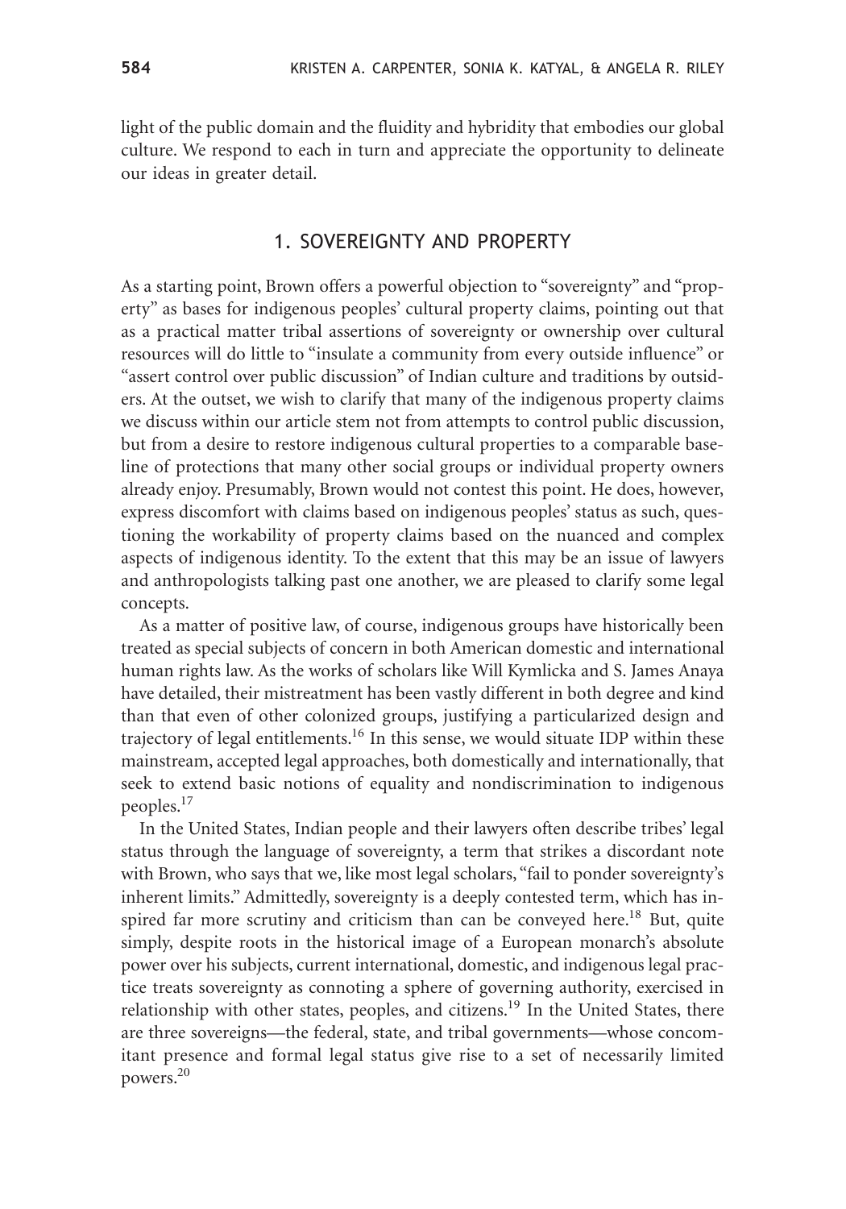light of the public domain and the fluidity and hybridity that embodies our global culture. We respond to each in turn and appreciate the opportunity to delineate our ideas in greater detail.

## 1. SOVEREIGNTY AND PROPERTY

As a starting point, Brown offers a powerful objection to "sovereignty" and "property" as bases for indigenous peoples' cultural property claims, pointing out that as a practical matter tribal assertions of sovereignty or ownership over cultural resources will do little to "insulate a community from every outside influence" or "assert control over public discussion" of Indian culture and traditions by outsiders. At the outset, we wish to clarify that many of the indigenous property claims we discuss within our article stem not from attempts to control public discussion, but from a desire to restore indigenous cultural properties to a comparable baseline of protections that many other social groups or individual property owners already enjoy. Presumably, Brown would not contest this point. He does, however, express discomfort with claims based on indigenous peoples' status as such, questioning the workability of property claims based on the nuanced and complex aspects of indigenous identity. To the extent that this may be an issue of lawyers and anthropologists talking past one another, we are pleased to clarify some legal concepts.

As a matter of positive law, of course, indigenous groups have historically been treated as special subjects of concern in both American domestic and international human rights law. As the works of scholars like Will Kymlicka and S. James Anaya have detailed, their mistreatment has been vastly different in both degree and kind than that even of other colonized groups, justifying a particularized design and trajectory of legal entitlements.[16] In this sense, we would situate IDP within these mainstream, accepted legal approaches, both domestically and internationally, that seek to extend basic notions of equality and nondiscrimination to indigenous peoples.[17]

In the United States, Indian people and their lawyers often describe tribes' legal status through the language of sovereignty, a term that strikes a discordant note with Brown, who says that we, like most legal scholars, "fail to ponder sovereignty's inherent limits." Admittedly, sovereignty is a deeply contested term, which has inspired far more scrutiny and criticism than can be conveyed here.[18] But, quite simply, despite roots in the historical image of a European monarch's absolute power over his subjects, current international, domestic, and indigenous legal practice treats sovereignty as connoting a sphere of governing authority, exercised in relationship with other states, peoples, and citizens.[19] In the United States, there are three sovereigns—the federal, state, and tribal governments—whose concomitant presence and formal legal status give rise to a set of necessarily limited powers.[20]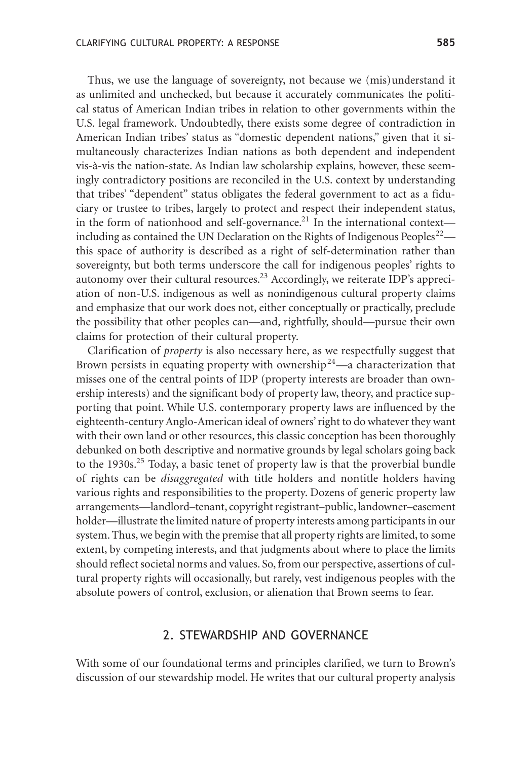Thus, we use the language of sovereignty, not because we (mis)understand it as unlimited and unchecked, but because it accurately communicates the political status of American Indian tribes in relation to other governments within the U.S. legal framework. Undoubtedly, there exists some degree of contradiction in American Indian tribes' status as "domestic dependent nations," given that it simultaneously characterizes Indian nations as both dependent and independent vis-à-vis the nation-state. As Indian law scholarship explains, however, these seemingly contradictory positions are reconciled in the U.S. context by understanding that tribes' "dependent" status obligates the federal government to act as a fiduciary or trustee to tribes, largely to protect and respect their independent status, in the form of nationhood and self-governance.[21] In the international context—including as contained the UN Declaration on the Rights of Indigenous Peoples[22]—this space of authority is described as a right of self-determination rather than sovereignty, but both terms underscore the call for indigenous peoples' rights to autonomy over their cultural resources.[23] Accordingly, we reiterate IDP's appreciation of non-U.S. indigenous as well as nonindigenous cultural property claims and emphasize that our work does not, either conceptually or practically, preclude the possibility that other peoples can—and, rightfully, should—pursue their own claims for protection of their cultural property.

Clarification of *property* is also necessary here, as we respectfully suggest that Brown persists in equating property with ownership[24]—a characterization that misses one of the central points of IDP (property interests are broader than ownership interests) and the significant body of property law, theory, and practice supporting that point. While U.S. contemporary property laws are influenced by the eighteenth-century Anglo-American ideal of owners' right to do whatever they want with their own land or other resources, this classic conception has been thoroughly debunked on both descriptive and normative grounds by legal scholars going back to the 1930s.[25] Today, a basic tenet of property law is that the proverbial bundle of rights can be *disaggregated* with title holders and nontitle holders having various rights and responsibilities to the property. Dozens of generic property law arrangements—landlord–tenant, copyright registrant–public, landowner–easement holder—illustrate the limited nature of property interests among participants in our system. Thus, we begin with the premise that all property rights are limited, to some extent, by competing interests, and that judgments about where to place the limits should reflect societal norms and values. So, from our perspective, assertions of cultural property rights will occasionally, but rarely, vest indigenous peoples with the absolute powers of control, exclusion, or alienation that Brown seems to fear.

## 2. STEWARDSHIP AND GOVERNANCE

With some of our foundational terms and principles clarified, we turn to Brown's discussion of our stewardship model. He writes that our cultural property analysis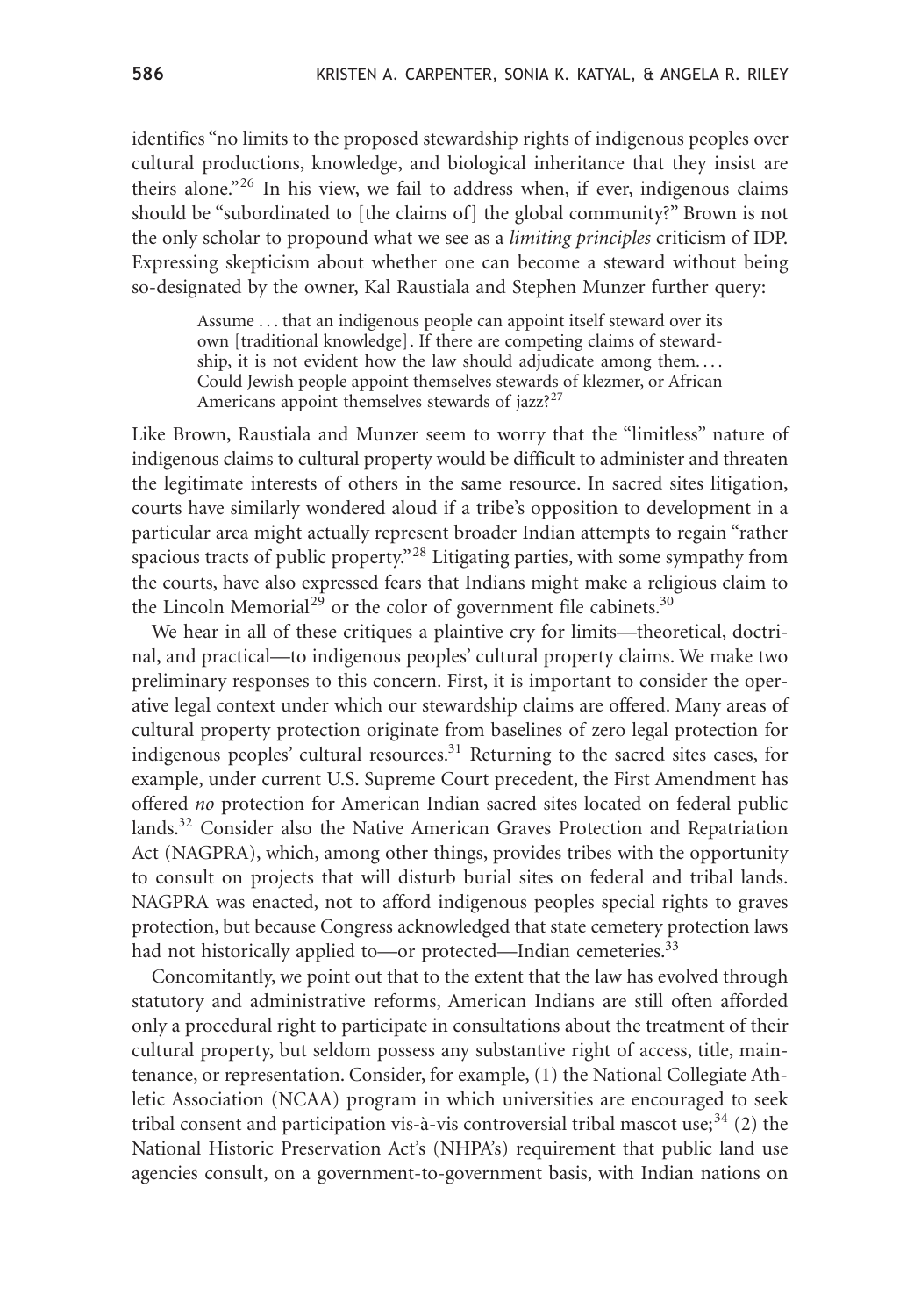identifies "no limits to the proposed stewardship rights of indigenous peoples over cultural productions, knowledge, and biological inheritance that they insist are theirs alone."[26] In his view, we fail to address when, if ever, indigenous claims should be "subordinated to [the claims of] the global community?" Brown is not the only scholar to propound what we see as a *limiting principles* criticism of IDP. Expressing skepticism about whether one can become a steward without being so-designated by the owner, Kal Raustiala and Stephen Munzer further query:

> Assume . . . that an indigenous people can appoint itself steward over its own [traditional knowledge]. If there are competing claims of stewardship, it is not evident how the law should adjudicate among them. . . . Could Jewish people appoint themselves stewards of klezmer, or African Americans appoint themselves stewards of jazz?[27]

Like Brown, Raustiala and Munzer seem to worry that the "limitless" nature of indigenous claims to cultural property would be difficult to administer and threaten the legitimate interests of others in the same resource. In sacred sites litigation, courts have similarly wondered aloud if a tribe's opposition to development in a particular area might actually represent broader Indian attempts to regain "rather spacious tracts of public property."[28] Litigating parties, with some sympathy from the courts, have also expressed fears that Indians might make a religious claim to the Lincoln Memorial[29] or the color of government file cabinets.[30]

We hear in all of these critiques a plaintive cry for limits—theoretical, doctrinal, and practical—to indigenous peoples' cultural property claims. We make two preliminary responses to this concern. First, it is important to consider the operative legal context under which our stewardship claims are offered. Many areas of cultural property protection originate from baselines of zero legal protection for indigenous peoples' cultural resources.[31] Returning to the sacred sites cases, for example, under current U.S. Supreme Court precedent, the First Amendment has offered *no* protection for American Indian sacred sites located on federal public lands.[32] Consider also the Native American Graves Protection and Repatriation Act (NAGPRA), which, among other things, provides tribes with the opportunity to consult on projects that will disturb burial sites on federal and tribal lands. NAGPRA was enacted, not to afford indigenous peoples special rights to graves protection, but because Congress acknowledged that state cemetery protection laws had not historically applied to—or protected—Indian cemeteries.[33]

Concomitantly, we point out that to the extent that the law has evolved through statutory and administrative reforms, American Indians are still often afforded only a procedural right to participate in consultations about the treatment of their cultural property, but seldom possess any substantive right of access, title, maintenance, or representation. Consider, for example, (1) the National Collegiate Athletic Association (NCAA) program in which universities are encouraged to seek tribal consent and participation vis-à-vis controversial tribal mascot use;[34] (2) the National Historic Preservation Act's (NHPA's) requirement that public land use agencies consult, on a government-to-government basis, with Indian nations on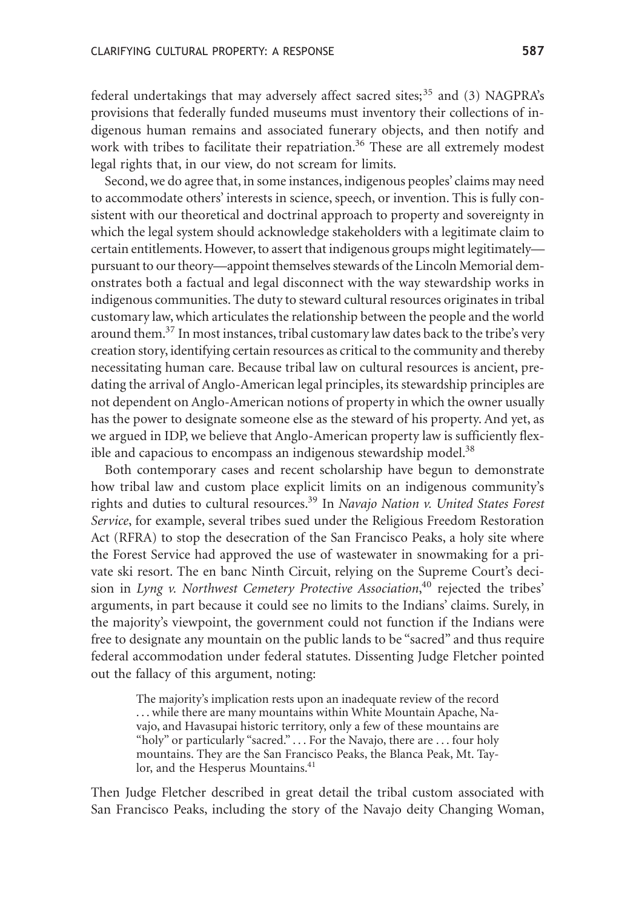federal undertakings that may adversely affect sacred sites;[35] and (3) NAGPRA's provisions that federally funded museums must inventory their collections of indigenous human remains and associated funerary objects, and then notify and work with tribes to facilitate their repatriation.[36] These are all extremely modest legal rights that, in our view, do not scream for limits.

Second, we do agree that, in some instances, indigenous peoples' claims may need to accommodate others' interests in science, speech, or invention. This is fully consistent with our theoretical and doctrinal approach to property and sovereignty in which the legal system should acknowledge stakeholders with a legitimate claim to certain entitlements. However, to assert that indigenous groups might legitimately—pursuant to our theory—appoint themselves stewards of the Lincoln Memorial demonstrates both a factual and legal disconnect with the way stewardship works in indigenous communities. The duty to steward cultural resources originates in tribal customary law, which articulates the relationship between the people and the world around them.[37] In most instances, tribal customary law dates back to the tribe's very creation story, identifying certain resources as critical to the community and thereby necessitating human care. Because tribal law on cultural resources is ancient, predating the arrival of Anglo-American legal principles, its stewardship principles are not dependent on Anglo-American notions of property in which the owner usually has the power to designate someone else as the steward of his property. And yet, as we argued in IDP, we believe that Anglo-American property law is sufficiently flexible and capacious to encompass an indigenous stewardship model.[38]

Both contemporary cases and recent scholarship have begun to demonstrate how tribal law and custom place explicit limits on an indigenous community's rights and duties to cultural resources.[39] In *Navajo Nation v. United States Forest Service*, for example, several tribes sued under the Religious Freedom Restoration Act (RFRA) to stop the desecration of the San Francisco Peaks, a holy site where the Forest Service had approved the use of wastewater in snowmaking for a private ski resort. The en banc Ninth Circuit, relying on the Supreme Court's decision in *Lyng v. Northwest Cemetery Protective Association*,[40] rejected the tribes' arguments, in part because it could see no limits to the Indians' claims. Surely, in the majority's viewpoint, the government could not function if the Indians were free to designate any mountain on the public lands to be "sacred" and thus require federal accommodation under federal statutes. Dissenting Judge Fletcher pointed out the fallacy of this argument, noting:

> The majority's implication rests upon an inadequate review of the record . . . while there are many mountains within White Mountain Apache, Navajo, and Havasupai historic territory, only a few of these mountains are "holy" or particularly "sacred." . . . For the Navajo, there are . . . four holy mountains. They are the San Francisco Peaks, the Blanca Peak, Mt. Taylor, and the Hesperus Mountains.[41]

Then Judge Fletcher described in great detail the tribal custom associated with San Francisco Peaks, including the story of the Navajo deity Changing Woman,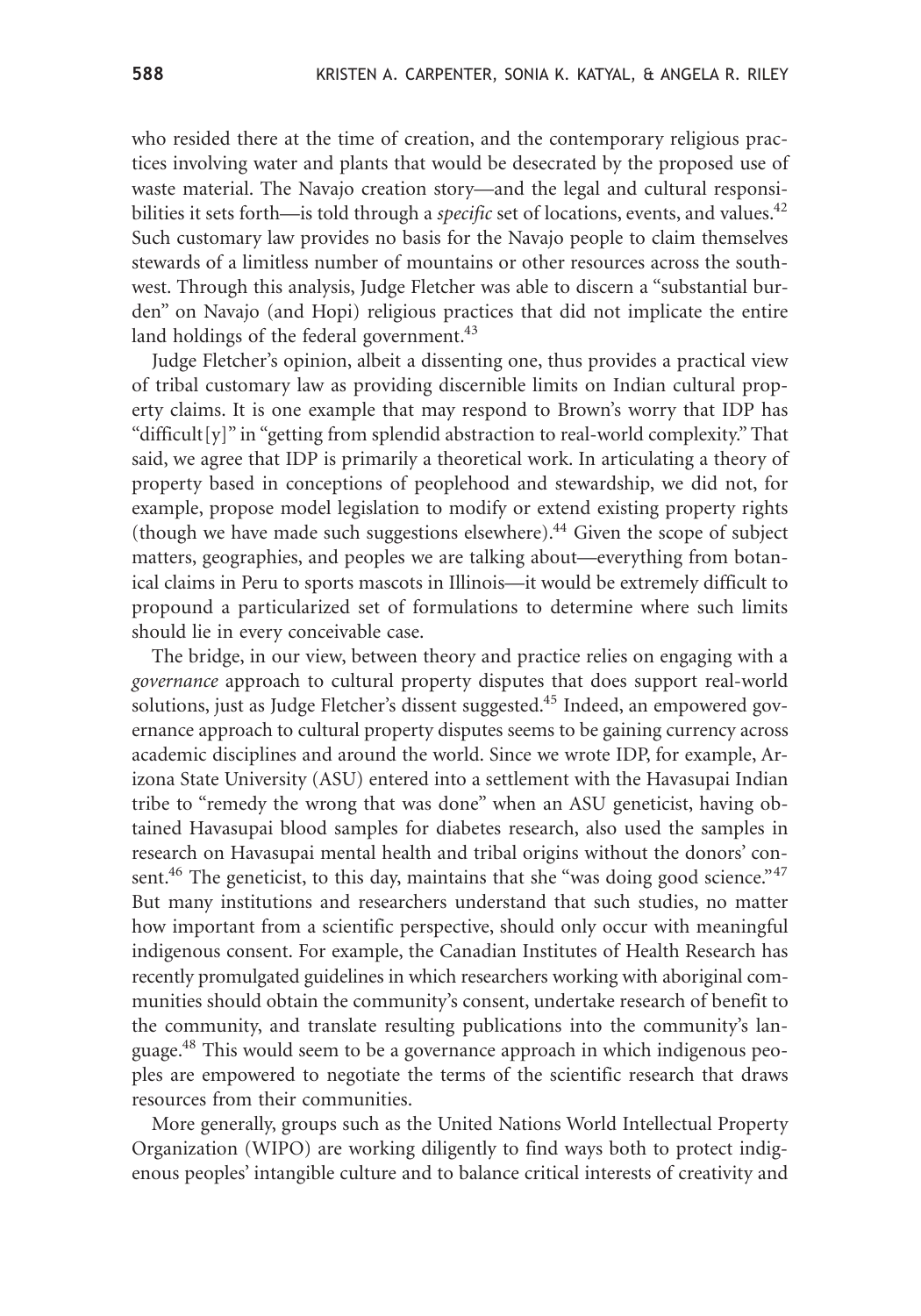who resided there at the time of creation, and the contemporary religious practices involving water and plants that would be desecrated by the proposed use of waste material. The Navajo creation story—and the legal and cultural responsibilities it sets forth—is told through a *specific* set of locations, events, and values.[42] Such customary law provides no basis for the Navajo people to claim themselves stewards of a limitless number of mountains or other resources across the southwest. Through this analysis, Judge Fletcher was able to discern a "substantial burden" on Navajo (and Hopi) religious practices that did not implicate the entire land holdings of the federal government.[43]

Judge Fletcher's opinion, albeit a dissenting one, thus provides a practical view of tribal customary law as providing discernible limits on Indian cultural property claims. It is one example that may respond to Brown's worry that IDP has "difficult[y]" in "getting from splendid abstraction to real-world complexity." That said, we agree that IDP is primarily a theoretical work. In articulating a theory of property based in conceptions of peoplehood and stewardship, we did not, for example, propose model legislation to modify or extend existing property rights (though we have made such suggestions elsewhere).[44] Given the scope of subject matters, geographies, and peoples we are talking about—everything from botanical claims in Peru to sports mascots in Illinois—it would be extremely difficult to propound a particularized set of formulations to determine where such limits should lie in every conceivable case.

The bridge, in our view, between theory and practice relies on engaging with a *governance* approach to cultural property disputes that does support real-world solutions, just as Judge Fletcher's dissent suggested.[45] Indeed, an empowered governance approach to cultural property disputes seems to be gaining currency across academic disciplines and around the world. Since we wrote IDP, for example, Arizona State University (ASU) entered into a settlement with the Havasupai Indian tribe to "remedy the wrong that was done" when an ASU geneticist, having obtained Havasupai blood samples for diabetes research, also used the samples in research on Havasupai mental health and tribal origins without the donors' consent.[46] The geneticist, to this day, maintains that she "was doing good science."[47] But many institutions and researchers understand that such studies, no matter how important from a scientific perspective, should only occur with meaningful indigenous consent. For example, the Canadian Institutes of Health Research has recently promulgated guidelines in which researchers working with aboriginal communities should obtain the community's consent, undertake research of benefit to the community, and translate resulting publications into the community's language.[48] This would seem to be a governance approach in which indigenous peoples are empowered to negotiate the terms of the scientific research that draws resources from their communities.

More generally, groups such as the United Nations World Intellectual Property Organization (WIPO) are working diligently to find ways both to protect indigenous peoples' intangible culture and to balance critical interests of creativity and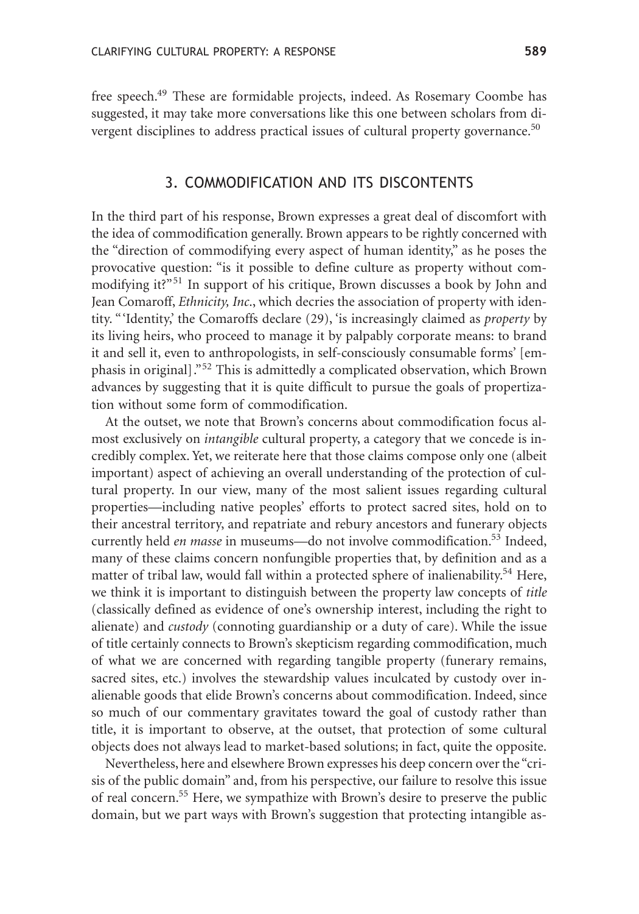free speech.[49] These are formidable projects, indeed. As Rosemary Coombe has suggested, it may take more conversations like this one between scholars from divergent disciplines to address practical issues of cultural property governance.[50]

## 3. COMMODIFICATION AND ITS DISCONTENTS

In the third part of his response, Brown expresses a great deal of discomfort with the idea of commodification generally. Brown appears to be rightly concerned with the "direction of commodifying every aspect of human identity," as he poses the provocative question: "is it possible to define culture as property without commodifying it?"[51] In support of his critique, Brown discusses a book by John and Jean Comaroff, *Ethnicity, Inc.*, which decries the association of property with identity. "'Identity,' the Comaroffs declare (29), 'is increasingly claimed as *property* by its living heirs, who proceed to manage it by palpably corporate means: to brand it and sell it, even to anthropologists, in self-consciously consumable forms' [emphasis in original]."[52] This is admittedly a complicated observation, which Brown advances by suggesting that it is quite difficult to pursue the goals of propertization without some form of commodification.

At the outset, we note that Brown's concerns about commodification focus almost exclusively on *intangible* cultural property, a category that we concede is incredibly complex. Yet, we reiterate here that those claims compose only one (albeit important) aspect of achieving an overall understanding of the protection of cultural property. In our view, many of the most salient issues regarding cultural properties—including native peoples' efforts to protect sacred sites, hold on to their ancestral territory, and repatriate and rebury ancestors and funerary objects currently held *en masse* in museums—do not involve commodification.[53] Indeed, many of these claims concern nonfungible properties that, by definition and as a matter of tribal law, would fall within a protected sphere of inalienability.[54] Here, we think it is important to distinguish between the property law concepts of *title* (classically defined as evidence of one's ownership interest, including the right to alienate) and *custody* (connoting guardianship or a duty of care). While the issue of title certainly connects to Brown's skepticism regarding commodification, much of what we are concerned with regarding tangible property (funerary remains, sacred sites, etc.) involves the stewardship values inculcated by custody over inalienable goods that elide Brown's concerns about commodification. Indeed, since so much of our commentary gravitates toward the goal of custody rather than title, it is important to observe, at the outset, that protection of some cultural objects does not always lead to market-based solutions; in fact, quite the opposite.

Nevertheless, here and elsewhere Brown expresses his deep concern over the "crisis of the public domain" and, from his perspective, our failure to resolve this issue of real concern.[55] Here, we sympathize with Brown's desire to preserve the public domain, but we part ways with Brown's suggestion that protecting intangible as-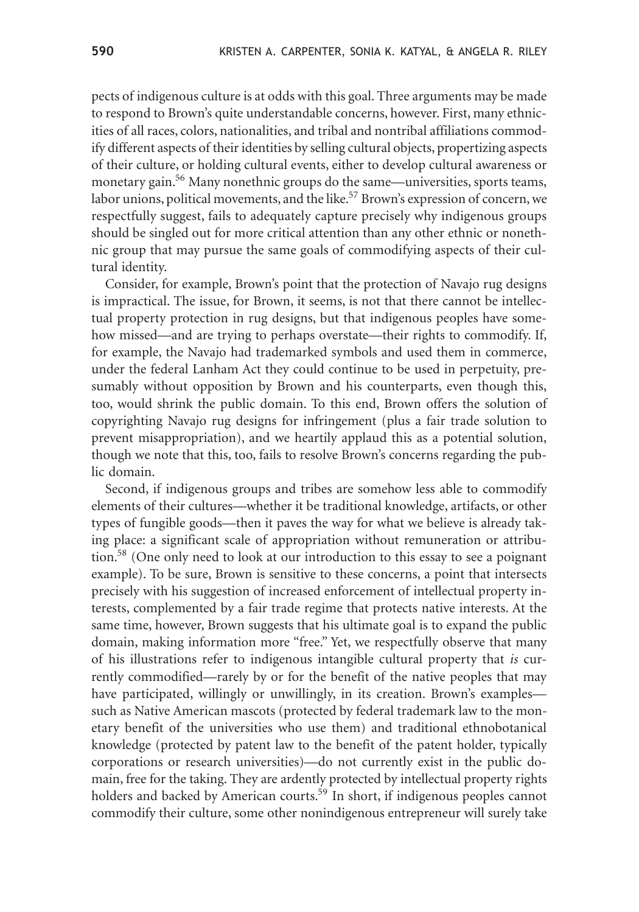pects of indigenous culture is at odds with this goal. Three arguments may be made to respond to Brown's quite understandable concerns, however. First, many ethnicities of all races, colors, nationalities, and tribal and nontribal affiliations commodify different aspects of their identities by selling cultural objects, propertizing aspects of their culture, or holding cultural events, either to develop cultural awareness or monetary gain.[56] Many nonethnic groups do the same—universities, sports teams, labor unions, political movements, and the like.[57] Brown's expression of concern, we respectfully suggest, fails to adequately capture precisely why indigenous groups should be singled out for more critical attention than any other ethnic or nonethnic group that may pursue the same goals of commodifying aspects of their cultural identity.

Consider, for example, Brown's point that the protection of Navajo rug designs is impractical. The issue, for Brown, it seems, is not that there cannot be intellectual property protection in rug designs, but that indigenous peoples have somehow missed—and are trying to perhaps overstate—their rights to commodify. If, for example, the Navajo had trademarked symbols and used them in commerce, under the federal Lanham Act they could continue to be used in perpetuity, presumably without opposition by Brown and his counterparts, even though this, too, would shrink the public domain. To this end, Brown offers the solution of copyrighting Navajo rug designs for infringement (plus a fair trade solution to prevent misappropriation), and we heartily applaud this as a potential solution, though we note that this, too, fails to resolve Brown's concerns regarding the public domain.

Second, if indigenous groups and tribes are somehow less able to commodify elements of their cultures—whether it be traditional knowledge, artifacts, or other types of fungible goods—then it paves the way for what we believe is already taking place: a significant scale of appropriation without remuneration or attribution.[58] (One only need to look at our introduction to this essay to see a poignant example). To be sure, Brown is sensitive to these concerns, a point that intersects precisely with his suggestion of increased enforcement of intellectual property interests, complemented by a fair trade regime that protects native interests. At the same time, however, Brown suggests that his ultimate goal is to expand the public domain, making information more "free." Yet, we respectfully observe that many of his illustrations refer to indigenous intangible cultural property that *is* currently commodified—rarely by or for the benefit of the native peoples that may have participated, willingly or unwillingly, in its creation. Brown's examples—such as Native American mascots (protected by federal trademark law to the monetary benefit of the universities who use them) and traditional ethnobotanical knowledge (protected by patent law to the benefit of the patent holder, typically corporations or research universities)—do not currently exist in the public domain, free for the taking. They are ardently protected by intellectual property rights holders and backed by American courts.[59] In short, if indigenous peoples cannot commodify their culture, some other nonindigenous entrepreneur will surely take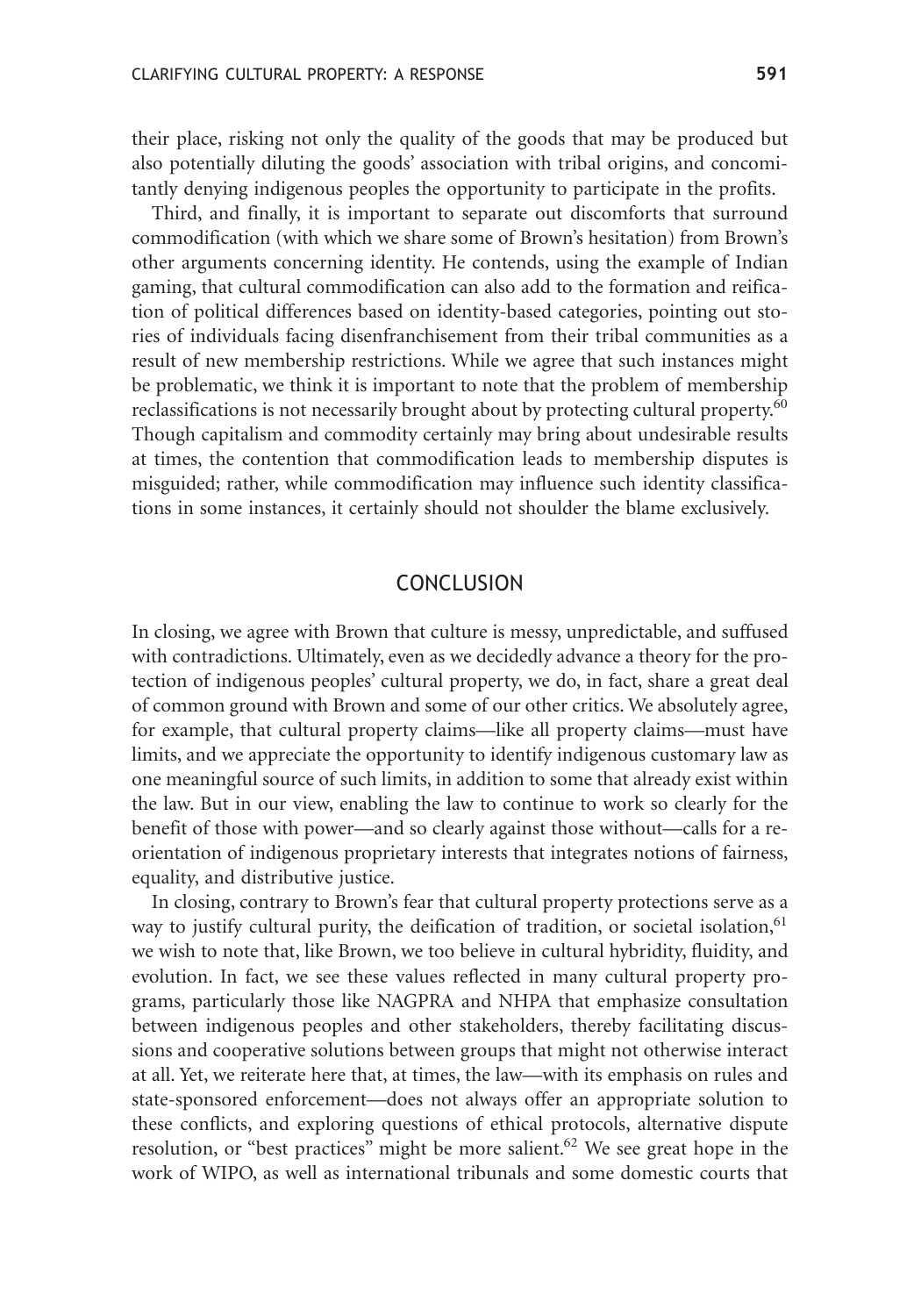their place, risking not only the quality of the goods that may be produced but also potentially diluting the goods' association with tribal origins, and concomitantly denying indigenous peoples the opportunity to participate in the profits.

Third, and finally, it is important to separate out discomforts that surround commodification (with which we share some of Brown's hesitation) from Brown's other arguments concerning identity. He contends, using the example of Indian gaming, that cultural commodification can also add to the formation and reification of political differences based on identity-based categories, pointing out stories of individuals facing disenfranchisement from their tribal communities as a result of new membership restrictions. While we agree that such instances might be problematic, we think it is important to note that the problem of membership reclassifications is not necessarily brought about by protecting cultural property.[60] Though capitalism and commodity certainly may bring about undesirable results at times, the contention that commodification leads to membership disputes is misguided; rather, while commodification may influence such identity classifications in some instances, it certainly should not shoulder the blame exclusively.

## CONCLUSION

In closing, we agree with Brown that culture is messy, unpredictable, and suffused with contradictions. Ultimately, even as we decidedly advance a theory for the protection of indigenous peoples' cultural property, we do, in fact, share a great deal of common ground with Brown and some of our other critics. We absolutely agree, for example, that cultural property claims—like all property claims—must have limits, and we appreciate the opportunity to identify indigenous customary law as one meaningful source of such limits, in addition to some that already exist within the law. But in our view, enabling the law to continue to work so clearly for the benefit of those with power—and so clearly against those without—calls for a reorientation of indigenous proprietary interests that integrates notions of fairness, equality, and distributive justice.

In closing, contrary to Brown's fear that cultural property protections serve as a way to justify cultural purity, the deification of tradition, or societal isolation,[61] we wish to note that, like Brown, we too believe in cultural hybridity, fluidity, and evolution. In fact, we see these values reflected in many cultural property programs, particularly those like NAGPRA and NHPA that emphasize consultation between indigenous peoples and other stakeholders, thereby facilitating discussions and cooperative solutions between groups that might not otherwise interact at all. Yet, we reiterate here that, at times, the law—with its emphasis on rules and state-sponsored enforcement—does not always offer an appropriate solution to these conflicts, and exploring questions of ethical protocols, alternative dispute resolution, or "best practices" might be more salient.[62] We see great hope in the work of WIPO, as well as international tribunals and some domestic courts that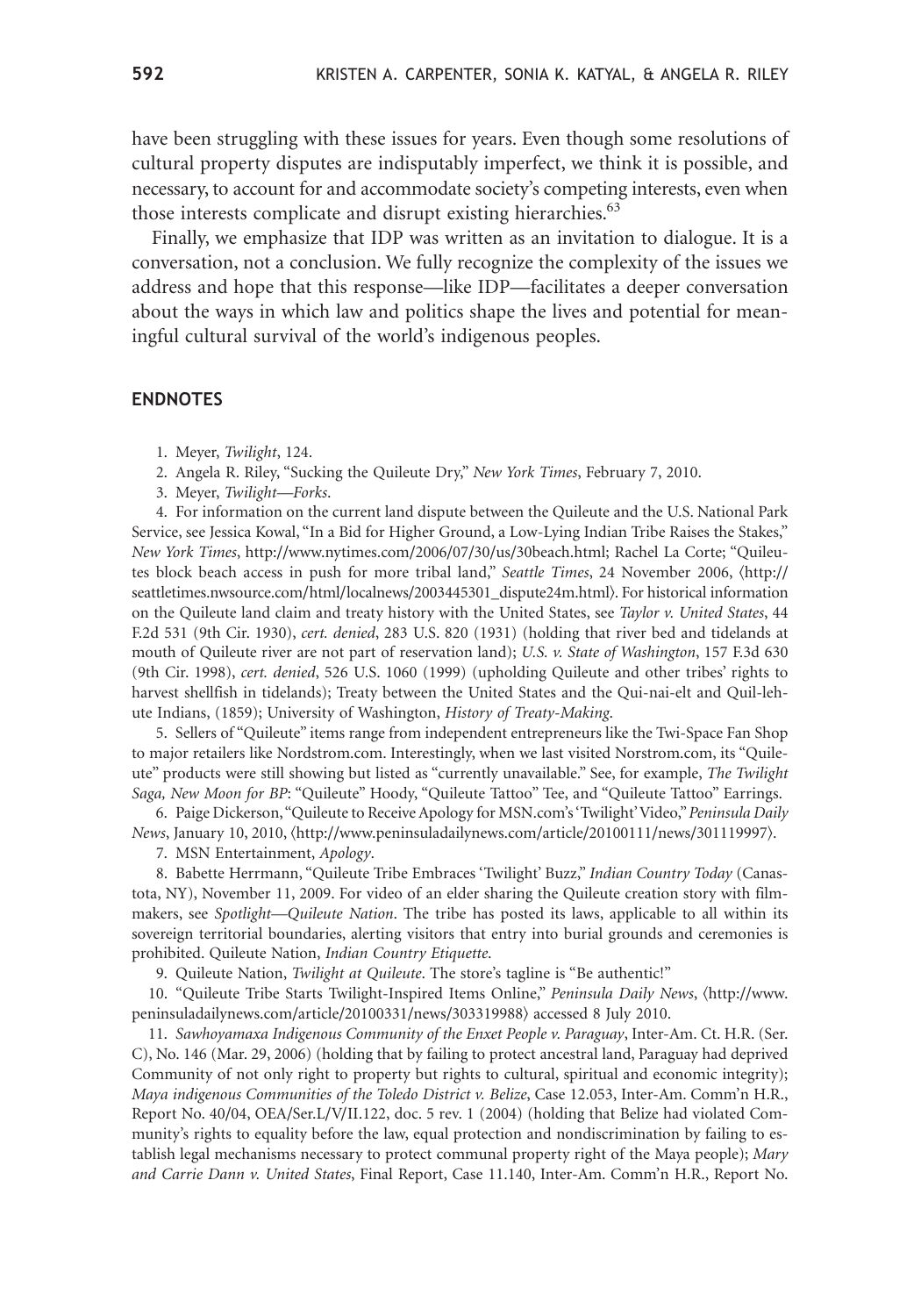have been struggling with these issues for years. Even though some resolutions of cultural property disputes are indisputably imperfect, we think it is possible, and necessary, to account for and accommodate society's competing interests, even when those interests complicate and disrupt existing hierarchies.[63]

Finally, we emphasize that IDP was written as an invitation to dialogue. It is a conversation, not a conclusion. We fully recognize the complexity of the issues we address and hope that this response—like IDP—facilitates a deeper conversation about the ways in which law and politics shape the lives and potential for meaningful cultural survival of the world's indigenous peoples.

## ENDNOTES

1. Meyer, *Twilight*, 124.

2. Angela R. Riley, "Sucking the Quileute Dry," *New York Times*, February 7, 2010.

3. Meyer, *Twilight—Forks*.

4. For information on the current land dispute between the Quileute and the U.S. National Park Service, see Jessica Kowal, "In a Bid for Higher Ground, a Low-Lying Indian Tribe Raises the Stakes," *New York Times*, http://www.nytimes.com/2006/07/30/us/30beach.html; Rachel La Corte; "Quileutes block beach access in push for more tribal land," *Seattle Times*, 24 November 2006, ⟨http://seattletimes.nwsource.com/html/localnews/2003445301_dispute24m.html⟩. For historical information on the Quileute land claim and treaty history with the United States, see *Taylor v. United States*, 44 F.2d 531 (9th Cir. 1930), *cert. denied*, 283 U.S. 820 (1931) (holding that river bed and tidelands at mouth of Quileute river are not part of reservation land); *U.S. v. State of Washington*, 157 F.3d 630 (9th Cir. 1998), *cert. denied*, 526 U.S. 1060 (1999) (upholding Quileute and other tribes' rights to harvest shellfish in tidelands); Treaty between the United States and the Qui-nai-elt and Quil-lehute Indians, (1859); University of Washington, *History of Treaty-Making*.

5. Sellers of "Quileute" items range from independent entrepreneurs like the Twi-Space Fan Shop to major retailers like Nordstrom.com. Interestingly, when we last visited Norstrom.com, its "Quileute" products were still showing but listed as "currently unavailable." See, for example, *The Twilight Saga, New Moon for BP*: "Quileute" Hoody, "Quileute Tattoo" Tee, and "Quileute Tattoo" Earrings.

6. Paige Dickerson, "Quileute to Receive Apology for MSN.com's 'Twilight' Video," *Peninsula Daily News*, January 10, 2010, ⟨http://www.peninsuladailynews.com/article/20100111/news/301119997⟩.

7. MSN Entertainment, *Apology*.

8. Babette Herrmann, "Quileute Tribe Embraces 'Twilight' Buzz," *Indian Country Today* (Canastota, NY), November 11, 2009. For video of an elder sharing the Quileute creation story with filmmakers, see *Spotlight—Quileute Nation*. The tribe has posted its laws, applicable to all within its sovereign territorial boundaries, alerting visitors that entry into burial grounds and ceremonies is prohibited. Quileute Nation, *Indian Country Etiquette*.

9. Quileute Nation, *Twilight at Quileute*. The store's tagline is "Be authentic!"

10. "Quileute Tribe Starts Twilight-Inspired Items Online," *Peninsula Daily News*, ⟨http://www.peninsuladailynews.com/article/20100331/news/303319988⟩ accessed 8 July 2010.

11. *Sawhoyamaxa Indigenous Community of the Enxet People v. Paraguay*, Inter-Am. Ct. H.R. (Ser. C), No. 146 (Mar. 29, 2006) (holding that by failing to protect ancestral land, Paraguay had deprived Community of not only right to property but rights to cultural, spiritual and economic integrity); *Maya indigenous Communities of the Toledo District v. Belize*, Case 12.053, Inter-Am. Comm'n H.R., Report No. 40/04, OEA/Ser.L/V/II.122, doc. 5 rev. 1 (2004) (holding that Belize had violated Community's rights to equality before the law, equal protection and nondiscrimination by failing to establish legal mechanisms necessary to protect communal property right of the Maya people); *Mary and Carrie Dann v. United States*, Final Report, Case 11.140, Inter-Am. Comm'n H.R., Report No.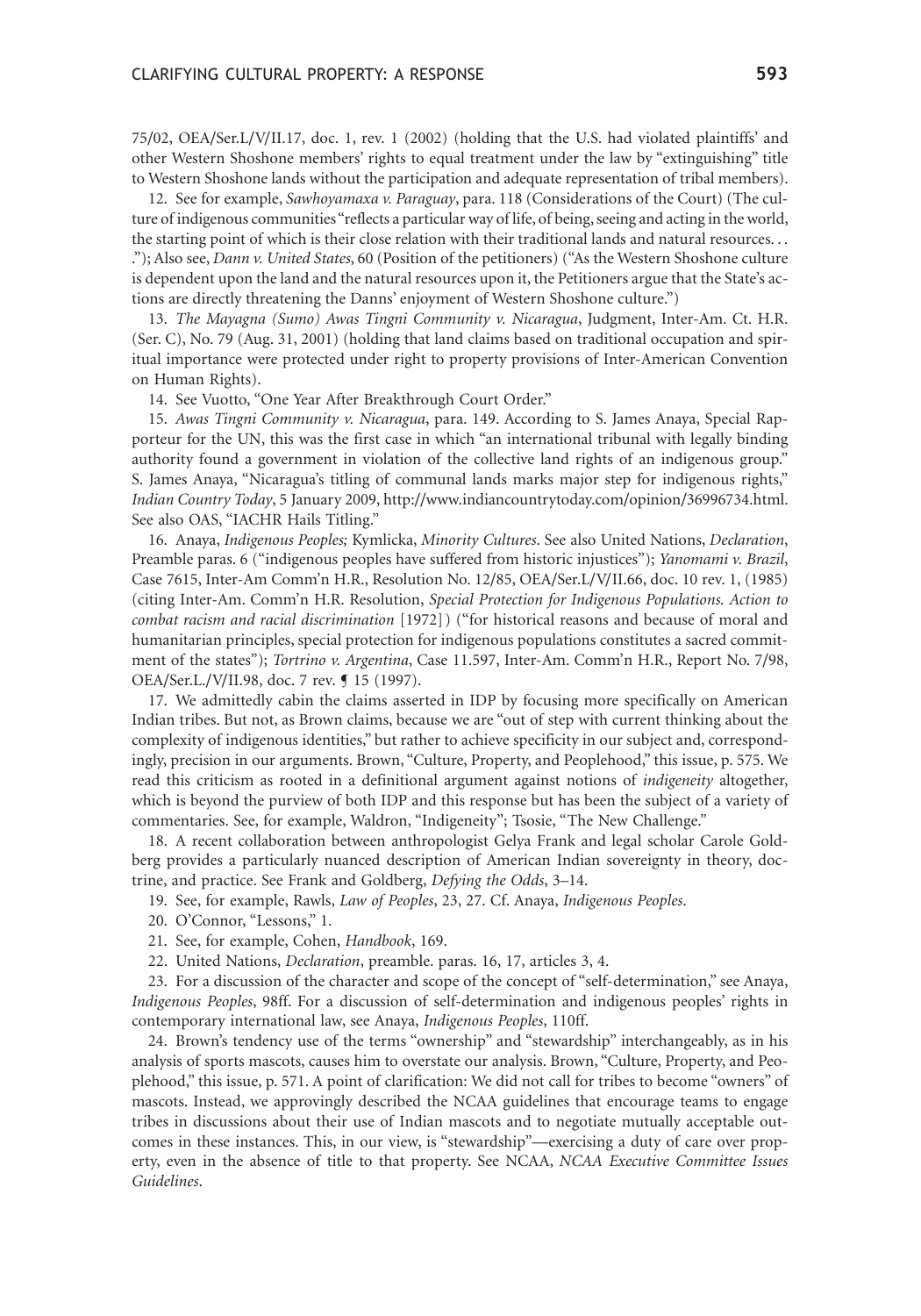75/02, OEA/Ser.L/V/II.17, doc. 1, rev. 1 (2002) (holding that the U.S. had violated plaintiffs' and other Western Shoshone members' rights to equal treatment under the law by "extinguishing" title to Western Shoshone lands without the participation and adequate representation of tribal members).

12. See for example, *Sawhoyamaxa v. Paraguay*, para. 118 (Considerations of the Court) (The culture of indigenous communities "reflects a particular way of life, of being, seeing and acting in the world, the starting point of which is their close relation with their traditional lands and natural resources. . . ."); Also see, *Dann v. United States*, 60 (Position of the petitioners) ("As the Western Shoshone culture is dependent upon the land and the natural resources upon it, the Petitioners argue that the State's actions are directly threatening the Danns' enjoyment of Western Shoshone culture.")

13. *The Mayagna (Sumo) Awas Tingni Community v. Nicaragua*, Judgment, Inter-Am. Ct. H.R. (Ser. C), No. 79 (Aug. 31, 2001) (holding that land claims based on traditional occupation and spiritual importance were protected under right to property provisions of Inter-American Convention on Human Rights).

14. See Vuotto, "One Year After Breakthrough Court Order."

15. *Awas Tingni Community v. Nicaragua*, para. 149. According to S. James Anaya, Special Rapporteur for the UN, this was the first case in which "an international tribunal with legally binding authority found a government in violation of the collective land rights of an indigenous group." S. James Anaya, "Nicaragua's titling of communal lands marks major step for indigenous rights," *Indian Country Today*, 5 January 2009, http://www.indiancountrytoday.com/opinion/36996734.html. See also OAS, "IACHR Hails Titling."

16. Anaya, *Indigenous Peoples;* Kymlicka, *Minority Cultures*. See also United Nations, *Declaration*, Preamble paras. 6 ("indigenous peoples have suffered from historic injustices"); *Yanomami v. Brazil*, Case 7615, Inter-Am Comm'n H.R., Resolution No. 12/85, OEA/Ser.L/V/II.66, doc. 10 rev. 1, (1985) (citing Inter-Am. Comm'n H.R. Resolution, *Special Protection for Indigenous Populations. Action to combat racism and racial discrimination* [1972]) ("for historical reasons and because of moral and humanitarian principles, special protection for indigenous populations constitutes a sacred commitment of the states"); *Tortrino v. Argentina*, Case 11.597, Inter-Am. Comm'n H.R., Report No. 7/98, OEA/Ser.L./V/II.98, doc. 7 rev. ¶ 15 (1997).

17. We admittedly cabin the claims asserted in IDP by focusing more specifically on American Indian tribes. But not, as Brown claims, because we are "out of step with current thinking about the complexity of indigenous identities," but rather to achieve specificity in our subject and, correspondingly, precision in our arguments. Brown, "Culture, Property, and Peoplehood," this issue, p. 575. We read this criticism as rooted in a definitional argument against notions of *indigeneity* altogether, which is beyond the purview of both IDP and this response but has been the subject of a variety of commentaries. See, for example, Waldron, "Indigeneity"; Tsosie, "The New Challenge."

18. A recent collaboration between anthropologist Gelya Frank and legal scholar Carole Goldberg provides a particularly nuanced description of American Indian sovereignty in theory, doctrine, and practice. See Frank and Goldberg, *Defying the Odds*, 3–14.

19. See, for example, Rawls, *Law of Peoples*, 23, 27. Cf. Anaya, *Indigenous Peoples*.

20. O'Connor, "Lessons," 1.

21. See, for example, Cohen, *Handbook*, 169.

22. United Nations, *Declaration*, preamble. paras. 16, 17, articles 3, 4.

23. For a discussion of the character and scope of the concept of "self-determination," see Anaya, *Indigenous Peoples*, 98ff. For a discussion of self-determination and indigenous peoples' rights in contemporary international law, see Anaya, *Indigenous Peoples*, 110ff.

24. Brown's tendency use of the terms "ownership" and "stewardship" interchangeably, as in his analysis of sports mascots, causes him to overstate our analysis. Brown, "Culture, Property, and Peoplehood," this issue, p. 571. A point of clarification: We did not call for tribes to become "owners" of mascots. Instead, we approvingly described the NCAA guidelines that encourage teams to engage tribes in discussions about their use of Indian mascots and to negotiate mutually acceptable outcomes in these instances. This, in our view, is "stewardship"—exercising a duty of care over property, even in the absence of title to that property. See NCAA, *NCAA Executive Committee Issues Guidelines*.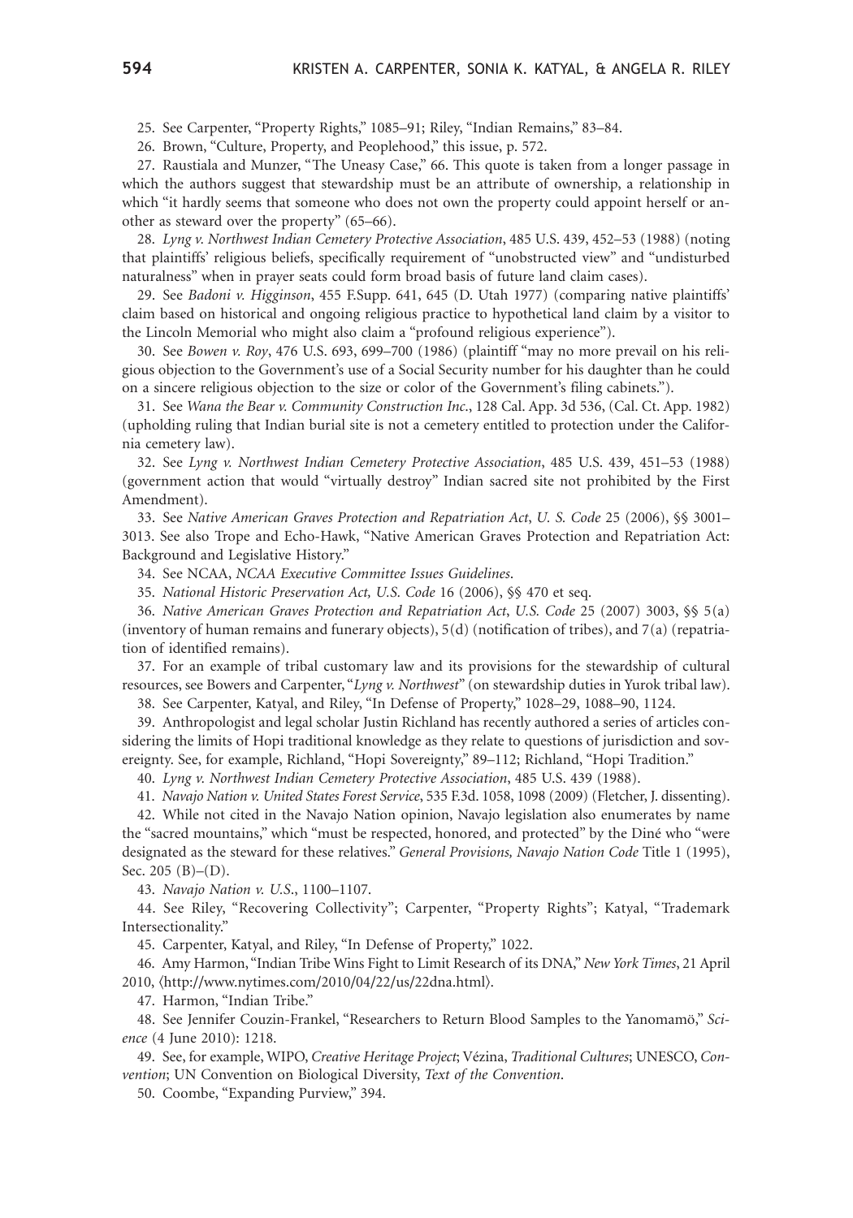25. See Carpenter, "Property Rights," 1085–91; Riley, "Indian Remains," 83–84.

26. Brown, "Culture, Property, and Peoplehood," this issue, p. 572.

27. Raustiala and Munzer, "The Uneasy Case," 66. This quote is taken from a longer passage in which the authors suggest that stewardship must be an attribute of ownership, a relationship in which "it hardly seems that someone who does not own the property could appoint herself or another as steward over the property" (65–66).

28. *Lyng v. Northwest Indian Cemetery Protective Association*, 485 U.S. 439, 452–53 (1988) (noting that plaintiffs' religious beliefs, specifically requirement of "unobstructed view" and "undisturbed naturalness" when in prayer seats could form broad basis of future land claim cases).

29. See *Badoni v. Higginson*, 455 F.Supp. 641, 645 (D. Utah 1977) (comparing native plaintiffs' claim based on historical and ongoing religious practice to hypothetical land claim by a visitor to the Lincoln Memorial who might also claim a "profound religious experience").

30. See *Bowen v. Roy*, 476 U.S. 693, 699–700 (1986) (plaintiff "may no more prevail on his religious objection to the Government's use of a Social Security number for his daughter than he could on a sincere religious objection to the size or color of the Government's filing cabinets.").

31. See *Wana the Bear v. Community Construction Inc.*, 128 Cal. App. 3d 536, (Cal. Ct. App. 1982) (upholding ruling that Indian burial site is not a cemetery entitled to protection under the California cemetery law).

32. See *Lyng v. Northwest Indian Cemetery Protective Association*, 485 U.S. 439, 451–53 (1988) (government action that would "virtually destroy" Indian sacred site not prohibited by the First Amendment).

33. See *Native American Graves Protection and Repatriation Act*, *U. S. Code* 25 (2006), §§ 3001–3013. See also Trope and Echo-Hawk, "Native American Graves Protection and Repatriation Act: Background and Legislative History."

34. See NCAA, *NCAA Executive Committee Issues Guidelines*.

35. *National Historic Preservation Act, U.S. Code* 16 (2006), §§ 470 et seq.

36. *Native American Graves Protection and Repatriation Act*, *U.S. Code* 25 (2007) 3003, §§ 5(a) (inventory of human remains and funerary objects), 5(d) (notification of tribes), and 7(a) (repatriation of identified remains).

37. For an example of tribal customary law and its provisions for the stewardship of cultural resources, see Bowers and Carpenter, "*Lyng v. Northwest*" (on stewardship duties in Yurok tribal law).

38. See Carpenter, Katyal, and Riley, "In Defense of Property," 1028–29, 1088–90, 1124.

39. Anthropologist and legal scholar Justin Richland has recently authored a series of articles considering the limits of Hopi traditional knowledge as they relate to questions of jurisdiction and sovereignty. See, for example, Richland, "Hopi Sovereignty," 89–112; Richland, "Hopi Tradition."

40. *Lyng v. Northwest Indian Cemetery Protective Association*, 485 U.S. 439 (1988).

41. *Navajo Nation v. United States Forest Service*, 535 F.3d. 1058, 1098 (2009) (Fletcher, J. dissenting).

42. While not cited in the Navajo Nation opinion, Navajo legislation also enumerates by name the "sacred mountains," which "must be respected, honored, and protected" by the Diné who "were designated as the steward for these relatives." *General Provisions, Navajo Nation Code* Title 1 (1995), Sec. 205 (B)–(D).

43. *Navajo Nation v. U.S.*, 1100–1107.

44. See Riley, "Recovering Collectivity"; Carpenter, "Property Rights"; Katyal, "Trademark Intersectionality."

45. Carpenter, Katyal, and Riley, "In Defense of Property," 1022.

46. Amy Harmon, "Indian Tribe Wins Fight to Limit Research of its DNA," *New York Times*, 21 April 2010, ⟨http://www.nytimes.com/2010/04/22/us/22dna.html⟩.

47. Harmon, "Indian Tribe."

48. See Jennifer Couzin-Frankel, "Researchers to Return Blood Samples to the Yanomamö," *Science* (4 June 2010): 1218.

49. See, for example, WIPO, *Creative Heritage Project*; Vézina, *Traditional Cultures*; UNESCO, *Convention*; UN Convention on Biological Diversity, *Text of the Convention*.

50. Coombe, "Expanding Purview," 394.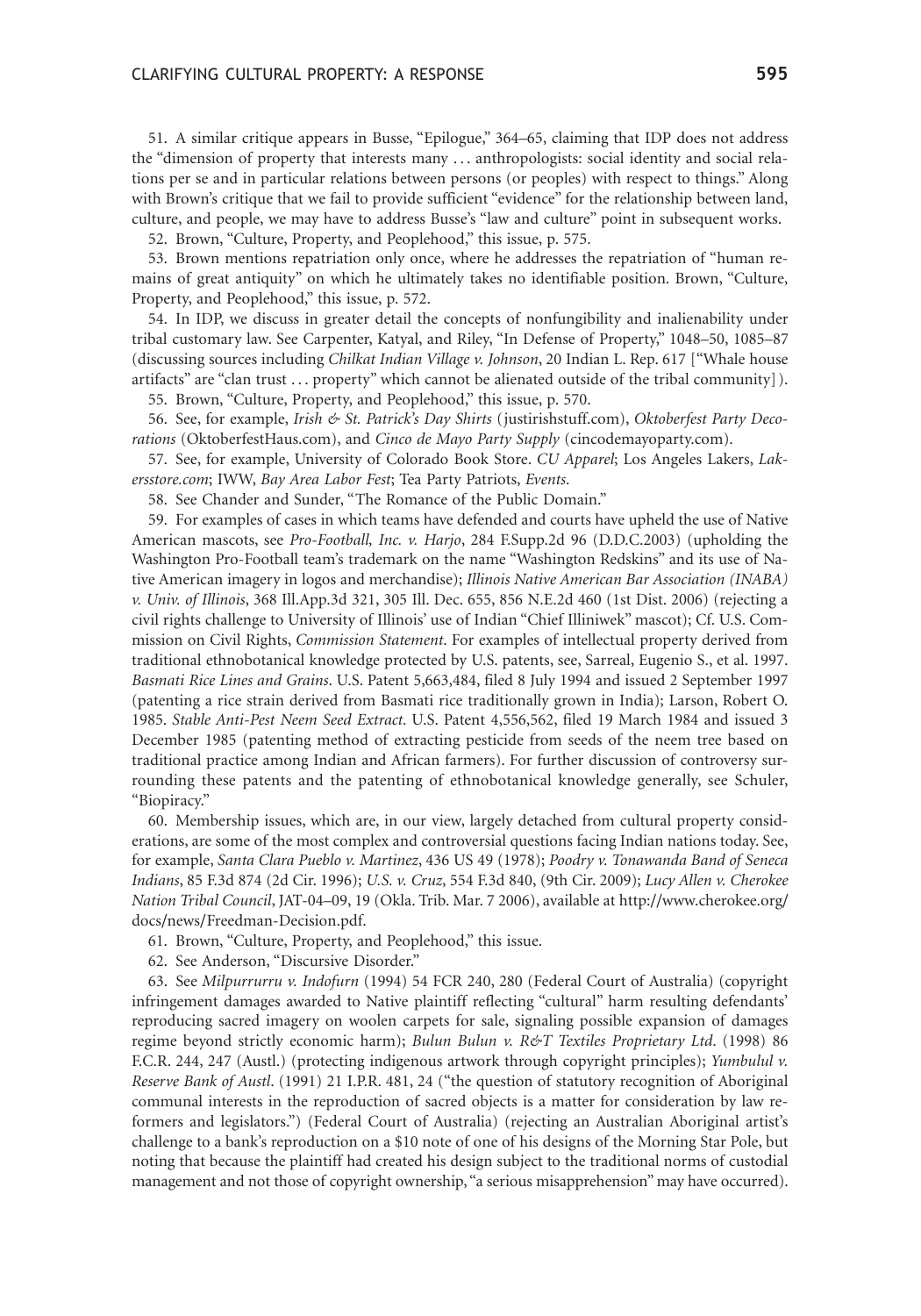51. A similar critique appears in Busse, "Epilogue," 364–65, claiming that IDP does not address the "dimension of property that interests many . . . anthropologists: social identity and social relations per se and in particular relations between persons (or peoples) with respect to things." Along with Brown's critique that we fail to provide sufficient "evidence" for the relationship between land, culture, and people, we may have to address Busse's "law and culture" point in subsequent works.

52. Brown, "Culture, Property, and Peoplehood," this issue, p. 575.

53. Brown mentions repatriation only once, where he addresses the repatriation of "human remains of great antiquity" on which he ultimately takes no identifiable position. Brown, "Culture, Property, and Peoplehood," this issue, p. 572.

54. In IDP, we discuss in greater detail the concepts of nonfungibility and inalienability under tribal customary law. See Carpenter, Katyal, and Riley, "In Defense of Property," 1048–50, 1085–87 (discussing sources including *Chilkat Indian Village v. Johnson*, 20 Indian L. Rep. 617 ["Whale house artifacts" are "clan trust . . . property" which cannot be alienated outside of the tribal community] ).

55. Brown, "Culture, Property, and Peoplehood," this issue, p. 570.

56. See, for example, *Irish & St. Patrick's Day Shirts* (justirishstuff.com), *Oktoberfest Party Decorations* (OktoberfestHaus.com), and *Cinco de Mayo Party Supply* (cincodemayoparty.com).

57. See, for example, University of Colorado Book Store. *CU Apparel*; Los Angeles Lakers, *Lakersstore.com*; IWW, *Bay Area Labor Fest*; Tea Party Patriots, *Events*.

58. See Chander and Sunder, "The Romance of the Public Domain."

59. For examples of cases in which teams have defended and courts have upheld the use of Native American mascots, see *Pro-Football, Inc. v. Harjo*, 284 F.Supp.2d 96 (D.D.C.2003) (upholding the Washington Pro-Football team's trademark on the name "Washington Redskins" and its use of Native American imagery in logos and merchandise); *Illinois Native American Bar Association (INABA) v. Univ. of Illinois*, 368 Ill.App.3d 321, 305 Ill. Dec. 655, 856 N.E.2d 460 (1st Dist. 2006) (rejecting a civil rights challenge to University of Illinois' use of Indian "Chief Illiniwek" mascot); Cf. U.S. Commission on Civil Rights, *Commission Statement*. For examples of intellectual property derived from traditional ethnobotanical knowledge protected by U.S. patents, see, Sarreal, Eugenio S., et al. 1997. *Basmati Rice Lines and Grains*. U.S. Patent 5,663,484, filed 8 July 1994 and issued 2 September 1997 (patenting a rice strain derived from Basmati rice traditionally grown in India); Larson, Robert O. 1985. *Stable Anti-Pest Neem Seed Extract*. U.S. Patent 4,556,562, filed 19 March 1984 and issued 3 December 1985 (patenting method of extracting pesticide from seeds of the neem tree based on traditional practice among Indian and African farmers). For further discussion of controversy surrounding these patents and the patenting of ethnobotanical knowledge generally, see Schuler, "Biopiracy."

60. Membership issues, which are, in our view, largely detached from cultural property considerations, are some of the most complex and controversial questions facing Indian nations today. See, for example, *Santa Clara Pueblo v. Martinez*, 436 US 49 (1978); *Poodry v. Tonawanda Band of Seneca Indians*, 85 F.3d 874 (2d Cir. 1996); *U.S. v. Cruz*, 554 F.3d 840, (9th Cir. 2009); *Lucy Allen v. Cherokee Nation Tribal Council*, JAT-04–09, 19 (Okla. Trib. Mar. 7 2006), available at http://www.cherokee.org/docs/news/Freedman-Decision.pdf.

61. Brown, "Culture, Property, and Peoplehood," this issue.

62. See Anderson, "Discursive Disorder."

63. See *Milpurrurru v. Indofurn* (1994) 54 FCR 240, 280 (Federal Court of Australia) (copyright infringement damages awarded to Native plaintiff reflecting "cultural" harm resulting defendants' reproducing sacred imagery on woolen carpets for sale, signaling possible expansion of damages regime beyond strictly economic harm); *Bulun Bulun v. R&T Textiles Proprietary Ltd*. (1998) 86 F.C.R. 244, 247 (Austl.) (protecting indigenous artwork through copyright principles); *Yumbulul v. Reserve Bank of Austl*. (1991) 21 I.P.R. 481, 24 ("the question of statutory recognition of Aboriginal communal interests in the reproduction of sacred objects is a matter for consideration by law reformers and legislators.") (Federal Court of Australia) (rejecting an Australian Aboriginal artist's challenge to a bank's reproduction on a $10 note of one of his designs of the Morning Star Pole, but noting that because the plaintiff had created his design subject to the traditional norms of custodial management and not those of copyright ownership, "a serious misapprehension" may have occurred).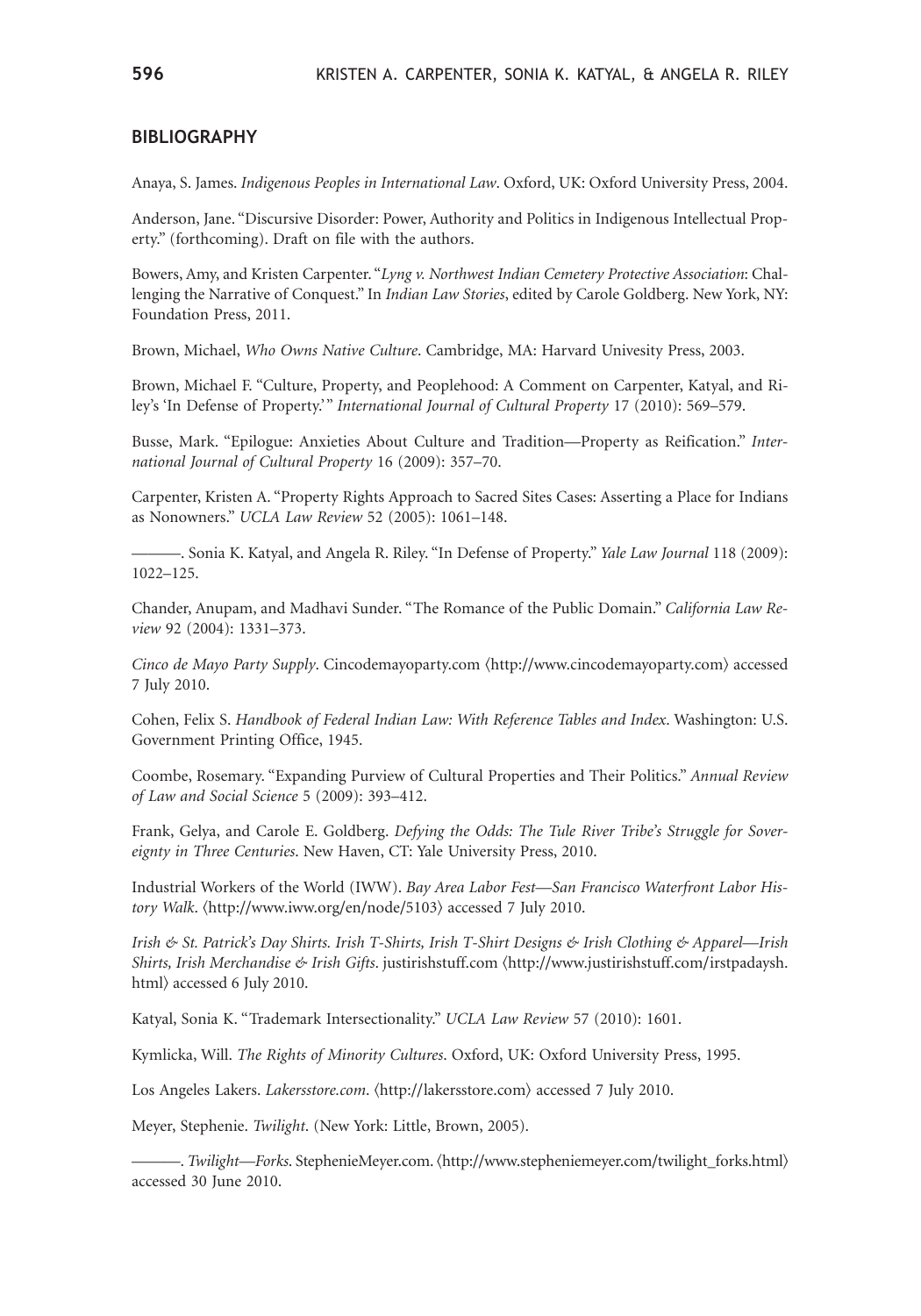## BIBLIOGRAPHY

Anaya, S. James. *Indigenous Peoples in International Law*. Oxford, UK: Oxford University Press, 2004.

Anderson, Jane. "Discursive Disorder: Power, Authority and Politics in Indigenous Intellectual Property." (forthcoming). Draft on file with the authors.

Bowers, Amy, and Kristen Carpenter. "*Lyng v. Northwest Indian Cemetery Protective Association*: Challenging the Narrative of Conquest." In *Indian Law Stories*, edited by Carole Goldberg. New York, NY: Foundation Press, 2011.

Brown, Michael, *Who Owns Native Culture*. Cambridge, MA: Harvard Univesity Press, 2003.

Brown, Michael F. "Culture, Property, and Peoplehood: A Comment on Carpenter, Katyal, and Riley's 'In Defense of Property.'" *International Journal of Cultural Property* 17 (2010): 569–579.

Busse, Mark. "Epilogue: Anxieties About Culture and Tradition—Property as Reification." *International Journal of Cultural Property* 16 (2009): 357–70.

Carpenter, Kristen A. "Property Rights Approach to Sacred Sites Cases: Asserting a Place for Indians as Nonowners." *UCLA Law Review* 52 (2005): 1061–148.

———. Sonia K. Katyal, and Angela R. Riley. "In Defense of Property." *Yale Law Journal* 118 (2009): 1022–125.

Chander, Anupam, and Madhavi Sunder. "The Romance of the Public Domain." *California Law Review* 92 (2004): 1331–373.

*Cinco de Mayo Party Supply*. Cincodemayoparty.com ⟨http://www.cincodemayoparty.com⟩ accessed 7 July 2010.

Cohen, Felix S. *Handbook of Federal Indian Law: With Reference Tables and Index*. Washington: U.S. Government Printing Office, 1945.

Coombe, Rosemary. "Expanding Purview of Cultural Properties and Their Politics." *Annual Review of Law and Social Science* 5 (2009): 393–412.

Frank, Gelya, and Carole E. Goldberg. *Defying the Odds: The Tule River Tribe's Struggle for Sovereignty in Three Centuries*. New Haven, CT: Yale University Press, 2010.

Industrial Workers of the World (IWW). *Bay Area Labor Fest—San Francisco Waterfront Labor History Walk*. ⟨http://www.iww.org/en/node/5103⟩ accessed 7 July 2010.

*Irish & St. Patrick's Day Shirts. Irish T-Shirts, Irish T-Shirt Designs & Irish Clothing & Apparel—Irish Shirts, Irish Merchandise & Irish Gifts*. justirishstuff.com ⟨http://www.justirishstuff.com/irstpadaysh.html⟩ accessed 6 July 2010.

Katyal, Sonia K. "Trademark Intersectionality." *UCLA Law Review* 57 (2010): 1601.

Kymlicka, Will. *The Rights of Minority Cultures*. Oxford, UK: Oxford University Press, 1995.

Los Angeles Lakers. *Lakersstore.com*. ⟨http://lakersstore.com⟩ accessed 7 July 2010.

Meyer, Stephenie. *Twilight*. (New York: Little, Brown, 2005).

———. *Twilight—Forks*. StephenieMeyer.com. ⟨http://www.stepheniemeyer.com/twilight_forks.html⟩ accessed 30 June 2010.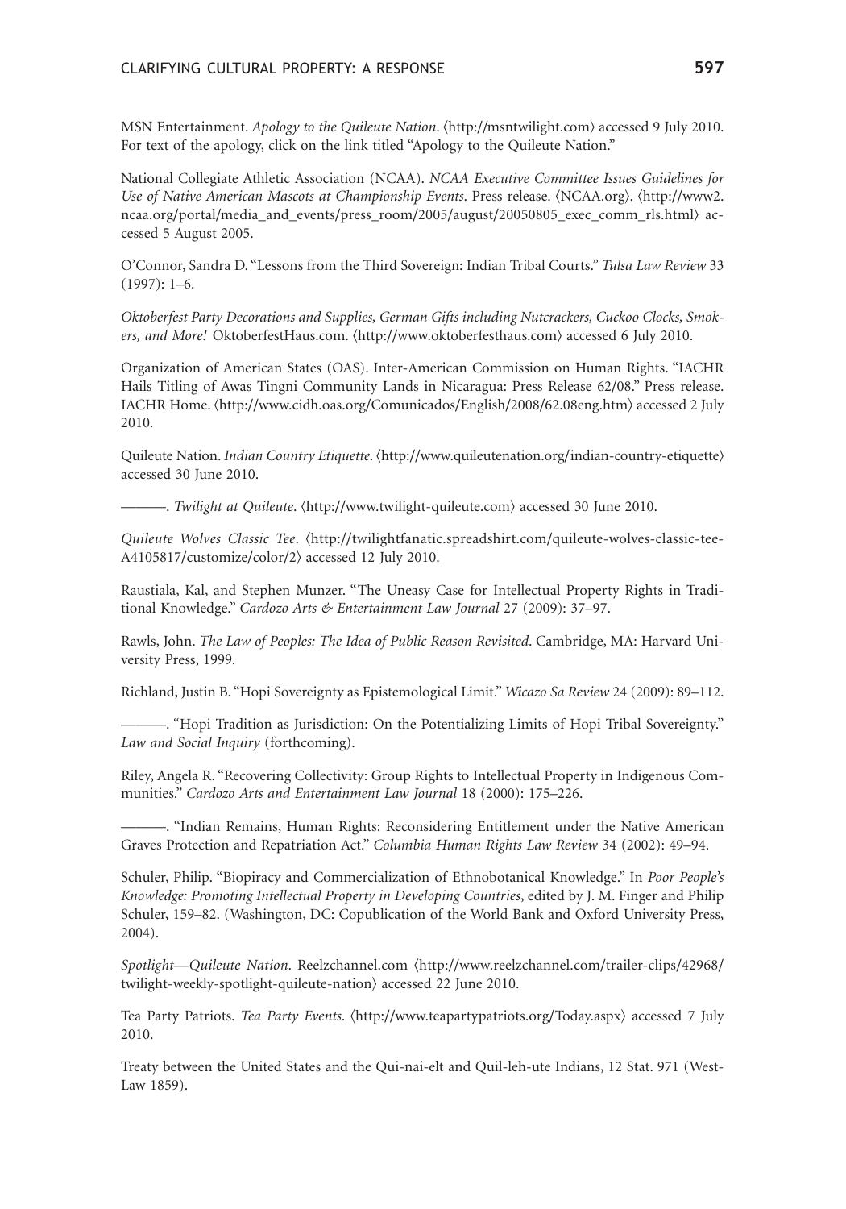MSN Entertainment. *Apology to the Quileute Nation*. ⟨http://msntwilight.com⟩ accessed 9 July 2010. For text of the apology, click on the link titled "Apology to the Quileute Nation."

National Collegiate Athletic Association (NCAA). *NCAA Executive Committee Issues Guidelines for Use of Native American Mascots at Championship Events*. Press release. ⟨NCAA.org⟩. ⟨http://www2.ncaa.org/portal/media_and_events/press_room/2005/august/20050805_exec_comm_rls.html⟩ accessed 5 August 2005.

O'Connor, Sandra D. "Lessons from the Third Sovereign: Indian Tribal Courts." *Tulsa Law Review* 33 (1997): 1–6.

*Oktoberfest Party Decorations and Supplies, German Gifts including Nutcrackers, Cuckoo Clocks, Smokers, and More!* OktoberfestHaus.com. ⟨http://www.oktoberfesthaus.com⟩ accessed 6 July 2010.

Organization of American States (OAS). Inter-American Commission on Human Rights. "IACHR Hails Titling of Awas Tingni Community Lands in Nicaragua: Press Release 62/08." Press release. IACHR Home. ⟨http://www.cidh.oas.org/Comunicados/English/2008/62.08eng.htm⟩ accessed 2 July 2010.

Quileute Nation. *Indian Country Etiquette*. ⟨http://www.quileutenation.org/indian-country-etiquette⟩ accessed 30 June 2010.

———. *Twilight at Quileute*. ⟨http://www.twilight-quileute.com⟩ accessed 30 June 2010.

*Quileute Wolves Classic Tee*. ⟨http://twilightfanatic.spreadshirt.com/quileute-wolves-classic-tee-A4105817/customize/color/2⟩ accessed 12 July 2010.

Raustiala, Kal, and Stephen Munzer. "The Uneasy Case for Intellectual Property Rights in Traditional Knowledge." *Cardozo Arts & Entertainment Law Journal* 27 (2009): 37–97.

Rawls, John. *The Law of Peoples: The Idea of Public Reason Revisited*. Cambridge, MA: Harvard University Press, 1999.

Richland, Justin B. "Hopi Sovereignty as Epistemological Limit." *Wicazo Sa Review* 24 (2009): 89–112.

———. "Hopi Tradition as Jurisdiction: On the Potentializing Limits of Hopi Tribal Sovereignty." *Law and Social Inquiry* (forthcoming).

Riley, Angela R. "Recovering Collectivity: Group Rights to Intellectual Property in Indigenous Communities." *Cardozo Arts and Entertainment Law Journal* 18 (2000): 175–226.

———. "Indian Remains, Human Rights: Reconsidering Entitlement under the Native American Graves Protection and Repatriation Act." *Columbia Human Rights Law Review* 34 (2002): 49–94.

Schuler, Philip. "Biopiracy and Commercialization of Ethnobotanical Knowledge." In *Poor People's Knowledge: Promoting Intellectual Property in Developing Countries*, edited by J. M. Finger and Philip Schuler, 159–82. (Washington, DC: Copublication of the World Bank and Oxford University Press, 2004).

*Spotlight—Quileute Nation*. Reelzchannel.com ⟨http://www.reelzchannel.com/trailer-clips/42968/twilight-weekly-spotlight-quileute-nation⟩ accessed 22 June 2010.

Tea Party Patriots. *Tea Party Events*. ⟨http://www.teapartypatriots.org/Today.aspx⟩ accessed 7 July 2010.

Treaty between the United States and the Qui-nai-elt and Quil-leh-ute Indians, 12 Stat. 971 (WestLaw 1859).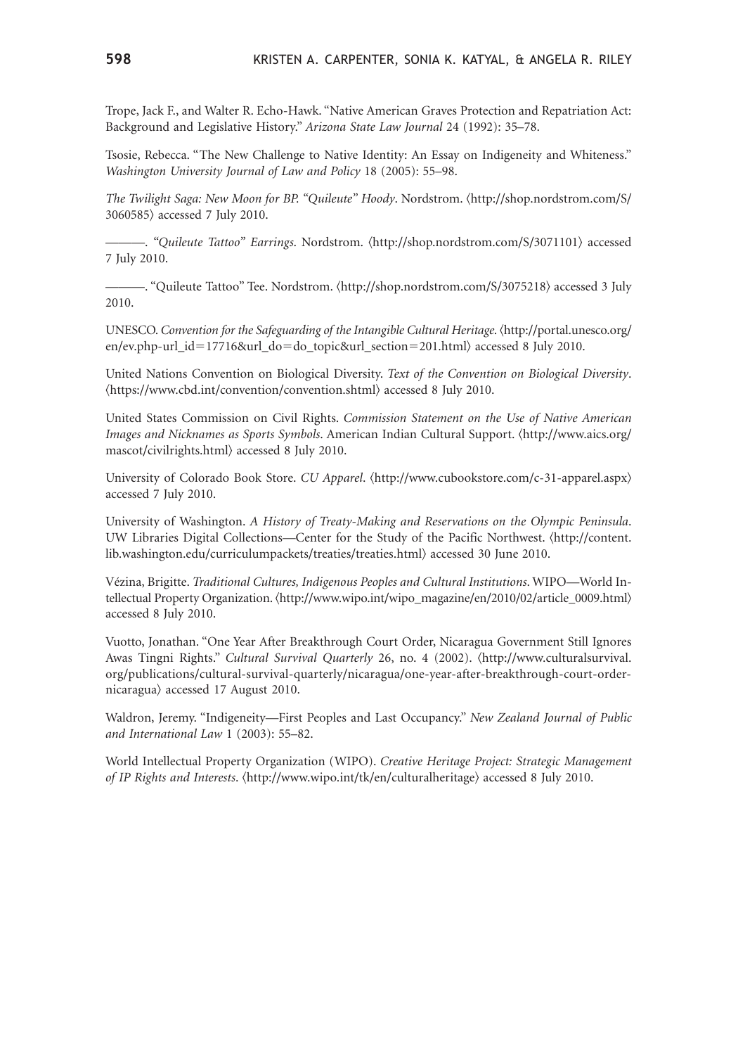Trope, Jack F., and Walter R. Echo-Hawk. "Native American Graves Protection and Repatriation Act: Background and Legislative History." *Arizona State Law Journal* 24 (1992): 35–78.

Tsosie, Rebecca. "The New Challenge to Native Identity: An Essay on Indigeneity and Whiteness." *Washington University Journal of Law and Policy* 18 (2005): 55–98.

*The Twilight Saga: New Moon for BP. "Quileute" Hoody*. Nordstrom. ⟨http://shop.nordstrom.com/S/3060585⟩ accessed 7 July 2010.

———. *"Quileute Tattoo" Earrings*. Nordstrom. ⟨http://shop.nordstrom.com/S/3071101⟩ accessed 7 July 2010.

———. "Quileute Tattoo" Tee. Nordstrom. ⟨http://shop.nordstrom.com/S/3075218⟩ accessed 3 July 2010.

UNESCO. *Convention for the Safeguarding of the Intangible Cultural Heritage*. ⟨http://portal.unesco.org/en/ev.php-url_id=17716&url_do=do_topic&url_section=201.html⟩ accessed 8 July 2010.

United Nations Convention on Biological Diversity. *Text of the Convention on Biological Diversity*. ⟨https://www.cbd.int/convention/convention.shtml⟩ accessed 8 July 2010.

United States Commission on Civil Rights. *Commission Statement on the Use of Native American Images and Nicknames as Sports Symbols*. American Indian Cultural Support. ⟨http://www.aics.org/mascot/civilrights.html⟩ accessed 8 July 2010.

University of Colorado Book Store. *CU Apparel*. ⟨http://www.cubookstore.com/c-31-apparel.aspx⟩ accessed 7 July 2010.

University of Washington. *A History of Treaty-Making and Reservations on the Olympic Peninsula*. UW Libraries Digital Collections—Center for the Study of the Pacific Northwest. ⟨http://content.lib.washington.edu/curriculumpackets/treaties/treaties.html⟩ accessed 30 June 2010.

Vézina, Brigitte. *Traditional Cultures, Indigenous Peoples and Cultural Institutions*. WIPO—World Intellectual Property Organization. ⟨http://www.wipo.int/wipo_magazine/en/2010/02/article_0009.html⟩ accessed 8 July 2010.

Vuotto, Jonathan. "One Year After Breakthrough Court Order, Nicaragua Government Still Ignores Awas Tingni Rights." *Cultural Survival Quarterly* 26, no. 4 (2002). ⟨http://www.culturalsurvival.org/publications/cultural-survival-quarterly/nicaragua/one-year-after-breakthrough-court-order-nicaragua⟩ accessed 17 August 2010.

Waldron, Jeremy. "Indigeneity—First Peoples and Last Occupancy." *New Zealand Journal of Public and International Law* 1 (2003): 55–82.

World Intellectual Property Organization (WIPO). *Creative Heritage Project: Strategic Management of IP Rights and Interests*. ⟨http://www.wipo.int/tk/en/culturalheritage⟩ accessed 8 July 2010.